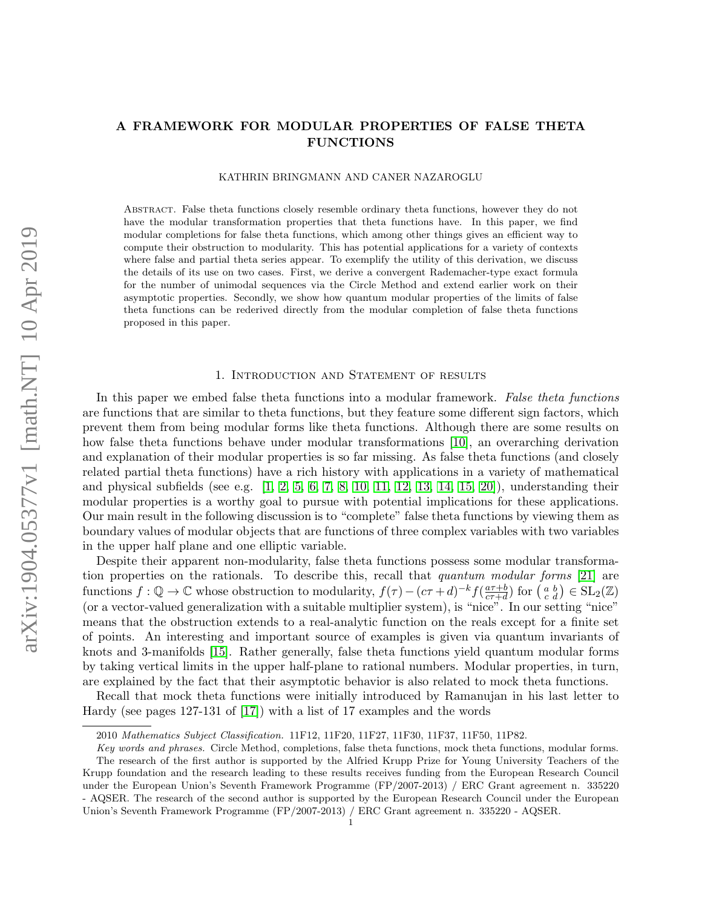# A FRAMEWORK FOR MODULAR PROPERTIES OF FALSE THETA FUNCTIONS

KATHRIN BRINGMANN AND CANER NAZAROGLU

Abstract. False theta functions closely resemble ordinary theta functions, however they do not have the modular transformation properties that theta functions have. In this paper, we find modular completions for false theta functions, which among other things gives an efficient way to compute their obstruction to modularity. This has potential applications for a variety of contexts where false and partial theta series appear. To exemplify the utility of this derivation, we discuss the details of its use on two cases. First, we derive a convergent Rademacher-type exact formula for the number of unimodal sequences via the Circle Method and extend earlier work on their asymptotic properties. Secondly, we show how quantum modular properties of the limits of false theta functions can be rederived directly from the modular completion of false theta functions proposed in this paper.

## 1. Introduction and Statement of results

In this paper we embed false theta functions into a modular framework. *False theta functions* are functions that are similar to theta functions, but they feature some different sign factors, which prevent them from being modular forms like theta functions. Although there are some results on how false theta functions behave under modular transformations [10], an overarching derivation and explanation of their modular properties is so far missing. As false theta functions (and closely related partial theta functions) have a rich history with applications in a variety of mathematical and physical subfields (see e.g. [1, 2, 5, 6, 7, 8, 10, 11, 12, 13, 14, 15, 20]), understanding their modular properties is a worthy goal to pursue with potential implications for these applications. Our main result in the following discussion is to "complete" false theta functions by viewing them as boundary values of modular objects that are functions of three complex variables with two variables in the upper half plane and one elliptic variable.

Despite their apparent non-modularity, false theta functions possess some modular transformation properties on the rationals. To describe this, recall that *quantum modular forms* [21] are functions $f : \mathbb{Q} \to \mathbb{C}$ whose obstruction to modularity, $f(\tau) - (c\tau+d)^{-k} f(\frac{a\tau+b}{c\tau+d})$ for $\left(\begin{smallmatrix} a & b \\ c & d \end{smallmatrix}\right) \in \mathrm{SL}_2(\mathbb{Z})$ (or a vector-valued generalization with a suitable multiplier system), is "nice". In our setting "nice" means that the obstruction extends to a real-analytic function on the reals except for a finite set of points. An interesting and important source of examples is given via quantum invariants of knots and 3-manifolds [15]. Rather generally, false theta functions yield quantum modular forms by taking vertical limits in the upper half-plane to rational numbers. Modular properties, in turn, are explained by the fact that their asymptotic behavior is also related to mock theta functions.

Recall that mock theta functions were initially introduced by Ramanujan in his last letter to Hardy (see pages 127-131 of [17]) with a list of 17 examples and the words

---

2010 *Mathematics Subject Classification.* 11F12, 11F20, 11F27, 11F30, 11F37, 11F50, 11P82.

*Key words and phrases.* Circle Method, completions, false theta functions, mock theta functions, modular forms.

The research of the first author is supported by the Alfried Krupp Prize for Young University Teachers of the Krupp foundation and the research leading to these results receives funding from the European Research Council under the European Union's Seventh Framework Programme (FP/2007-2013) / ERC Grant agreement n. 335220 - AQSER. The research of the second author is supported by the European Research Council under the European Union's Seventh Framework Programme (FP/2007-2013) / ERC Grant agreement n. 335220 - AQSER.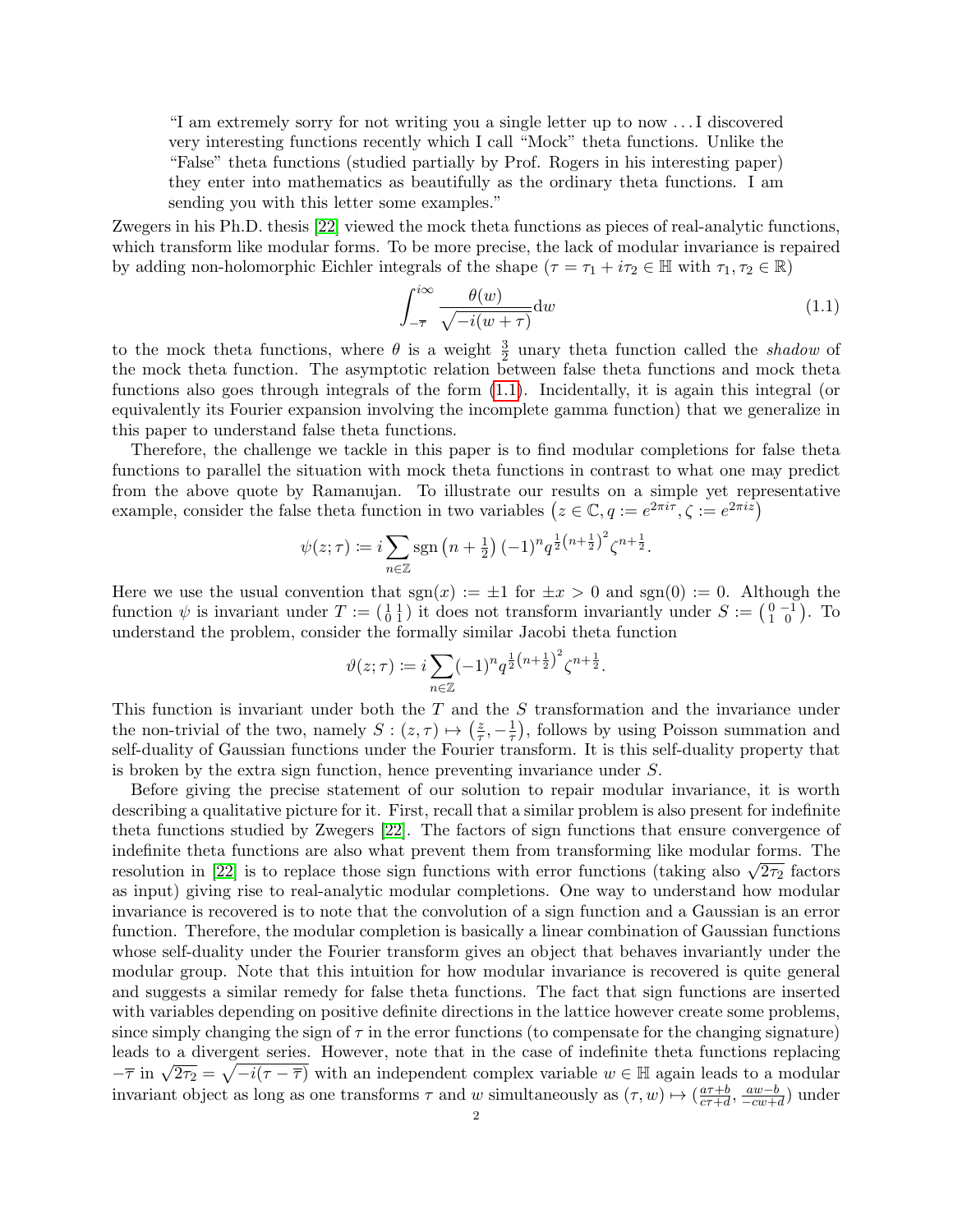> "I am extremely sorry for not writing you a single letter up to now ... I discovered very interesting functions recently which I call "Mock" theta functions. Unlike the "False" theta functions (studied partially by Prof. Rogers in his interesting paper) they enter into mathematics as beautifully as the ordinary theta functions. I am sending you with this letter some examples."

Zwegers in his Ph.D. thesis [22] viewed the mock theta functions as pieces of real-analytic functions, which transform like modular forms. To be more precise, the lack of modular invariance is repaired by adding non-holomorphic Eichler integrals of the shape ($\tau = \tau_1 + i\tau_2 \in \mathbb{H}$ with $\tau_1, \tau_2 \in \mathbb{R}$)

$$\int_{-\overline{\tau}}^{i\infty} \frac{\theta(w)}{\sqrt{-i(w+\tau)}} \mathrm{d}w \tag{1.1}$$

to the mock theta functions, where $\theta$ is a weight $\frac{3}{2}$ unary theta function called the *shadow* of the mock theta function. The asymptotic relation between false theta functions and mock theta functions also goes through integrals of the form (1.1). Incidentally, it is again this integral (or equivalently its Fourier expansion involving the incomplete gamma function) that we generalize in this paper to understand false theta functions.

Therefore, the challenge we tackle in this paper is to find modular completions for false theta functions to parallel the situation with mock theta functions in contrast to what one may predict from the above quote by Ramanujan. To illustrate our results on a simple yet representative example, consider the false theta function in two variables ($z \in \mathbb{C}, q := e^{2\pi i\tau}, \zeta := e^{2\pi iz}$)

$$\psi(z;\tau) := i \sum_{n\in\mathbb{Z}} \operatorname{sgn}\left(n+\tfrac{1}{2}\right) (-1)^n q^{\frac{1}{2}\left(n+\frac{1}{2}\right)^2} \zeta^{n+\frac{1}{2}}.$$

Here we use the usual convention that $\operatorname{sgn}(x) := \pm 1$ for $\pm x > 0$ and $\operatorname{sgn}(0) := 0$. Although the function $\psi$ is invariant under $T := \left(\begin{smallmatrix} 1 & 1 \\ 0 & 1 \end{smallmatrix}\right)$ it does not transform invariantly under $S := \left(\begin{smallmatrix} 0 & -1 \\ 1 & 0 \end{smallmatrix}\right)$. To understand the problem, consider the formally similar Jacobi theta function

$$\vartheta(z;\tau) := i \sum_{n\in\mathbb{Z}} (-1)^n q^{\frac{1}{2}\left(n+\frac{1}{2}\right)^2} \zeta^{n+\frac{1}{2}}.$$

This function is invariant under both the $T$ and the $S$ transformation and the invariance under the non-trivial of the two, namely $S : (z,\tau) \mapsto \left(\frac{z}{\tau}, -\frac{1}{\tau}\right)$, follows by using Poisson summation and self-duality of Gaussian functions under the Fourier transform. It is this self-duality property that is broken by the extra sign function, hence preventing invariance under $S$.

Before giving the precise statement of our solution to repair modular invariance, it is worth describing a qualitative picture for it. First, recall that a similar problem is also present for indefinite theta functions studied by Zwegers [22]. The factors of sign functions that ensure convergence of indefinite theta functions are also what prevent them from transforming like modular forms. The resolution in [22] is to replace those sign functions with error functions (taking also $\sqrt{2\tau_2}$ factors as input) giving rise to real-analytic modular completions. One way to understand how modular invariance is recovered is to note that the convolution of a sign function and a Gaussian is an error function. Therefore, the modular completion is basically a linear combination of Gaussian functions whose self-duality under the Fourier transform gives an object that behaves invariantly under the modular group. Note that this intuition for how modular invariance is recovered is quite general and suggests a similar remedy for false theta functions. The fact that sign functions are inserted with variables depending on positive definite directions in the lattice however create some problems, since simply changing the sign of $\tau$ in the error functions (to compensate for the changing signature) leads to a divergent series. However, note that in the case of indefinite theta functions replacing $-\overline{\tau}$ in $\sqrt{2\tau_2} = \sqrt{-i(\tau - \overline{\tau})}$ with an independent complex variable $w \in \mathbb{H}$ again leads to a modular invariant object as long as one transforms $\tau$ and $w$ simultaneously as $(\tau, w) \mapsto \left(\frac{a\tau+b}{c\tau+d}, \frac{aw-b}{-cw+d}\right)$ under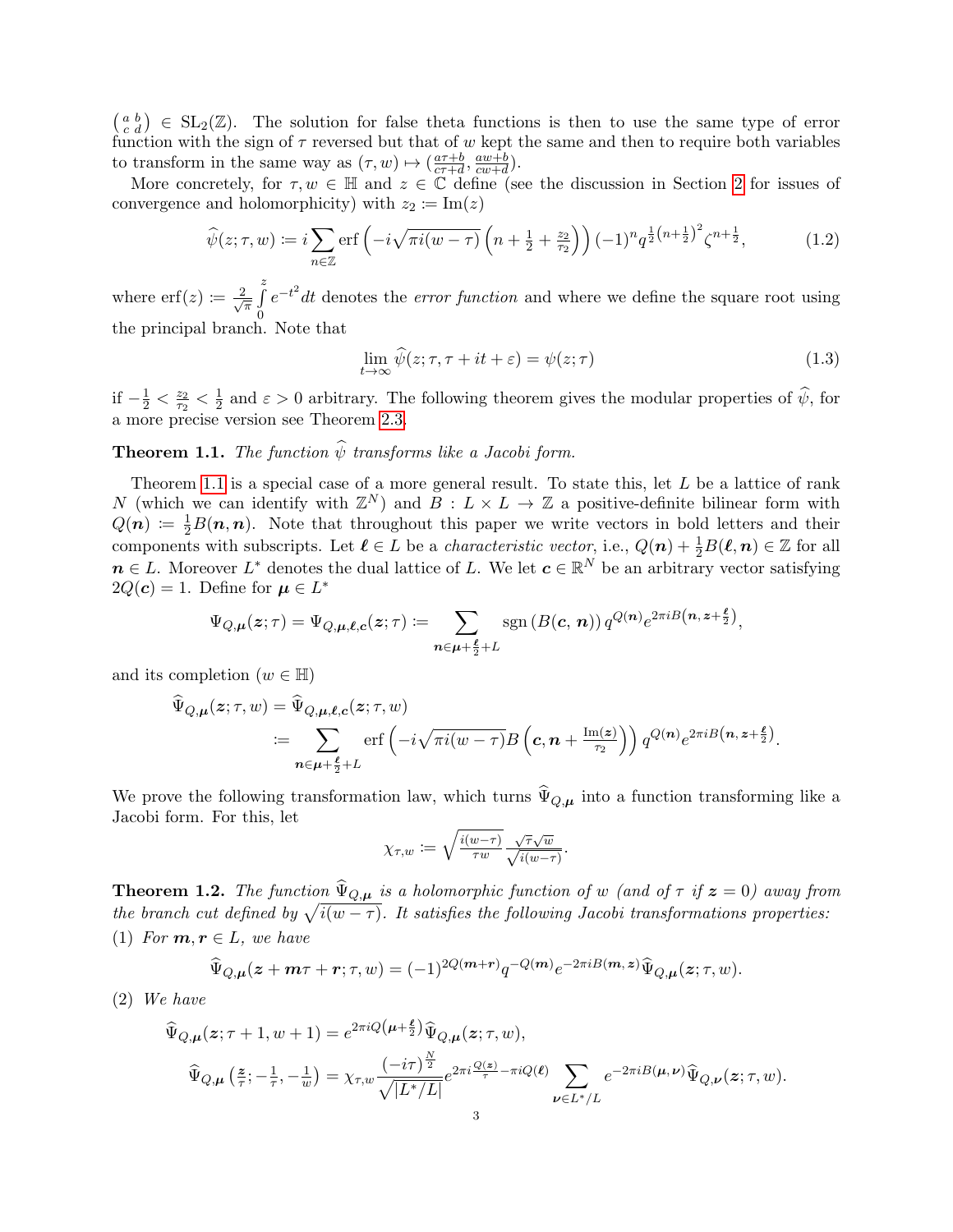$\left(\begin{smallmatrix} a & b \\ c & d \end{smallmatrix}\right) \in \mathrm{SL}_2(\mathbb{Z})$. The solution for false theta functions is then to use the same type of error function with the sign of $\tau$ reversed but that of $w$ kept the same and then to require both variables to transform in the same way as $(\tau, w) \mapsto (\frac{a\tau+b}{c\tau+d}, \frac{aw+b}{cw+d})$.

More concretely, for $\tau, w \in \mathbb{H}$ and $z \in \mathbb{C}$ define (see the discussion in Section 2 for issues of convergence and holomorphicity) with $z_2 := \mathrm{Im}(z)$

$$\widehat{\psi}(z;\tau,w) := i \sum_{n\in\mathbb{Z}} \operatorname{erf}\left(-i\sqrt{\pi i(w-\tau)}\left(n+\tfrac{1}{2}+\tfrac{z_2}{\tau_2}\right)\right)(-1)^n q^{\frac{1}{2}\left(n+\frac{1}{2}\right)^2}\zeta^{n+\frac{1}{2}}, \tag{1.2}$$

where $\operatorname{erf}(z) := \frac{2}{\sqrt{\pi}}\int_0^z e^{-t^2}dt$ denotes the *error function* and where we define the square root using the principal branch. Note that

$$\lim_{t\to\infty} \widehat{\psi}(z;\tau,\tau+it+\varepsilon) = \psi(z;\tau) \tag{1.3}$$

if $-\frac{1}{2} < \frac{z_2}{\tau_2} < \frac{1}{2}$ and $\varepsilon > 0$ arbitrary. The following theorem gives the modular properties of $\widehat{\psi}$, for a more precise version see Theorem 2.3.

**Theorem 1.1.** *The function $\widehat{\psi}$ transforms like a Jacobi form.*

Theorem 1.1 is a special case of a more general result. To state this, let $L$ be a lattice of rank $N$ (which we can identify with $\mathbb{Z}^N$) and $B : L \times L \to \mathbb{Z}$ a positive-definite bilinear form with $Q(\boldsymbol{n}) := \frac{1}{2}B(\boldsymbol{n},\boldsymbol{n})$. Note that throughout this paper we write vectors in bold letters and their components with subscripts. Let $\boldsymbol{\ell} \in L$ be a *characteristic vector*, i.e., $Q(\boldsymbol{n}) + \frac{1}{2}B(\boldsymbol{\ell},\boldsymbol{n}) \in \mathbb{Z}$ for all $\boldsymbol{n} \in L$. Moreover $L^*$ denotes the dual lattice of $L$. We let $\boldsymbol{c} \in \mathbb{R}^N$ be an arbitrary vector satisfying $2Q(\boldsymbol{c}) = 1$. Define for $\boldsymbol{\mu} \in L^*$

$$\Psi_{Q,\boldsymbol{\mu}}(\boldsymbol{z};\tau) = \Psi_{Q,\boldsymbol{\mu},\boldsymbol{\ell},\boldsymbol{c}}(\boldsymbol{z};\tau) := \sum_{\boldsymbol{n}\in\boldsymbol{\mu}+\frac{\boldsymbol{\ell}}{2}+L} \operatorname{sgn}\left(B(\boldsymbol{c},\boldsymbol{n})\right) q^{Q(\boldsymbol{n})} e^{2\pi i B\left(\boldsymbol{n},\boldsymbol{z}+\frac{\boldsymbol{\ell}}{2}\right)},$$

and its completion ($w \in \mathbb{H}$)

$$\begin{aligned}\widehat{\Psi}_{Q,\boldsymbol{\mu}}(\boldsymbol{z};\tau,w) &= \widehat{\Psi}_{Q,\boldsymbol{\mu},\boldsymbol{\ell},\boldsymbol{c}}(\boldsymbol{z};\tau,w) \\ &:= \sum_{\boldsymbol{n}\in\boldsymbol{\mu}+\frac{\boldsymbol{\ell}}{2}+L} \operatorname{erf}\left(-i\sqrt{\pi i(w-\tau)}B\left(\boldsymbol{c},\boldsymbol{n}+\tfrac{\mathrm{Im}(\boldsymbol{z})}{\tau_2}\right)\right) q^{Q(\boldsymbol{n})} e^{2\pi i B\left(\boldsymbol{n},\boldsymbol{z}+\frac{\boldsymbol{\ell}}{2}\right)}.\end{aligned}$$

We prove the following transformation law, which turns $\widehat{\Psi}_{Q,\boldsymbol{\mu}}$ into a function transforming like a Jacobi form. For this, let

$$\chi_{\tau,w} := \sqrt{\tfrac{i(w-\tau)}{\tau w}}\,\frac{\sqrt{\tau}\sqrt{w}}{\sqrt{i(w-\tau)}}.$$

**Theorem 1.2.** *The function $\widehat{\Psi}_{Q,\boldsymbol{\mu}}$ is a holomorphic function of $w$ (and of $\tau$ if $\boldsymbol{z} = 0$) away from the branch cut defined by $\sqrt{i(w-\tau)}$. It satisfies the following Jacobi transformations properties:*

(1) *For $\boldsymbol{m}, \boldsymbol{r} \in L$, we have*

$$\widehat{\Psi}_{Q,\boldsymbol{\mu}}(\boldsymbol{z}+\boldsymbol{m}\tau+\boldsymbol{r};\tau,w) = (-1)^{2Q(\boldsymbol{m}+\boldsymbol{r})} q^{-Q(\boldsymbol{m})} e^{-2\pi i B(\boldsymbol{m},\boldsymbol{z})} \widehat{\Psi}_{Q,\boldsymbol{\mu}}(\boldsymbol{z};\tau,w).$$

(2) *We have*

$$\widehat{\Psi}_{Q,\boldsymbol{\mu}}(\boldsymbol{z};\tau+1,w+1) = e^{2\pi i Q\left(\boldsymbol{\mu}+\frac{\boldsymbol{\ell}}{2}\right)} \widehat{\Psi}_{Q,\boldsymbol{\mu}}(\boldsymbol{z};\tau,w),$$

$$\widehat{\Psi}_{Q,\boldsymbol{\mu}}\left(\tfrac{\boldsymbol{z}}{\tau};-\tfrac{1}{\tau},-\tfrac{1}{w}\right) = \chi_{\tau,w}\frac{(-i\tau)^{\frac{N}{2}}}{\sqrt{|L^*/L|}} e^{2\pi i\frac{Q(\boldsymbol{z})}{\tau}-\pi i Q(\boldsymbol{\ell})} \sum_{\boldsymbol{\nu}\in L^*/L} e^{-2\pi i B(\boldsymbol{\mu},\boldsymbol{\nu})} \widehat{\Psi}_{Q,\boldsymbol{\nu}}(\boldsymbol{z};\tau,w).$$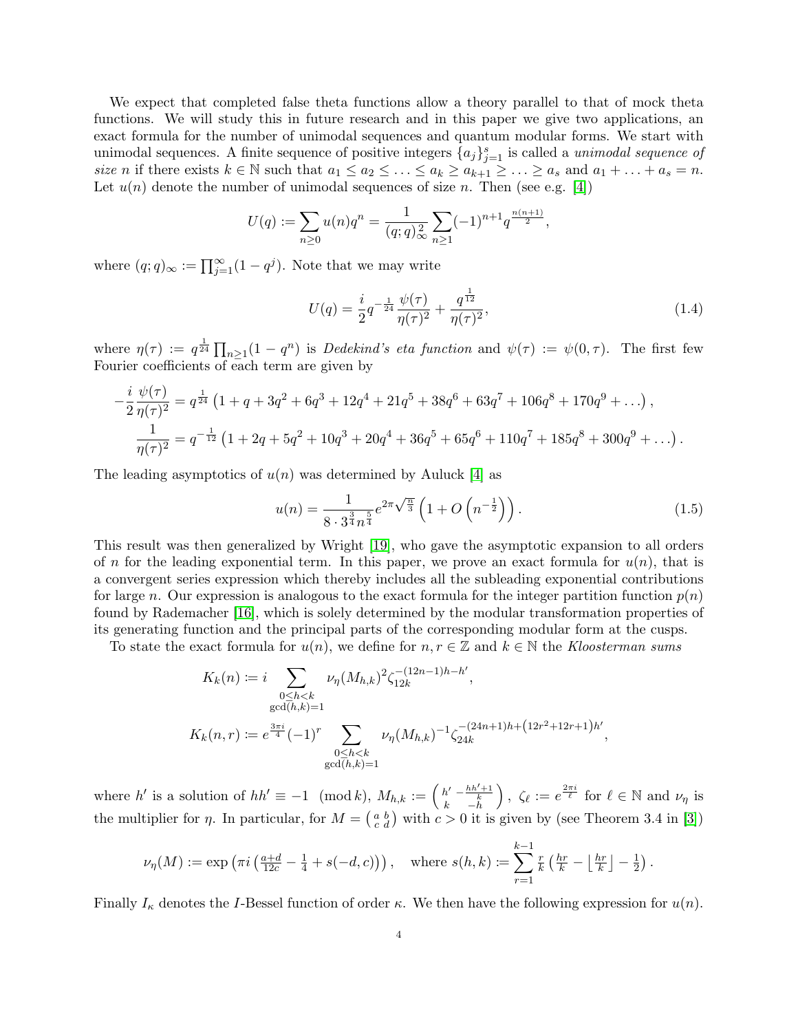We expect that completed false theta functions allow a theory parallel to that of mock theta functions. We will study this in future research and in this paper we give two applications, an exact formula for the number of unimodal sequences and quantum modular forms. We start with unimodal sequences. A finite sequence of positive integers $\{a_j\}_{j=1}^s$ is called a *unimodal sequence of size* $n$ if there exists $k \in \mathbb{N}$ such that $a_1 \leq a_2 \leq \ldots \leq a_k \geq a_{k+1} \geq \ldots \geq a_s$ and $a_1 + \ldots + a_s = n$. Let $u(n)$ denote the number of unimodal sequences of size $n$. Then (see e.g. [4])

$$U(q) := \sum_{n\geq 0} u(n)q^n = \frac{1}{(q;q)_\infty^2} \sum_{n\geq 1} (-1)^{n+1} q^{\frac{n(n+1)}{2}},$$

where $(q;q)_\infty := \prod_{j=1}^\infty (1-q^j)$. Note that we may write

$$U(q) = \frac{i}{2} q^{-\frac{1}{24}} \frac{\psi(\tau)}{\eta(\tau)^2} + \frac{q^{\frac{1}{12}}}{\eta(\tau)^2}, \tag{1.4}$$

where $\eta(\tau) := q^{\frac{1}{24}} \prod_{n\geq 1}(1-q^n)$ is *Dedekind's eta function* and $\psi(\tau) := \psi(0,\tau)$. The first few Fourier coefficients of each term are given by

$$\begin{aligned}
-\frac{i}{2}\frac{\psi(\tau)}{\eta(\tau)^2} &= q^{\frac{1}{24}} \left(1 + q + 3q^2 + 6q^3 + 12q^4 + 21q^5 + 38q^6 + 63q^7 + 106q^8 + 170q^9 + \ldots\right), \\
\frac{1}{\eta(\tau)^2} &= q^{-\frac{1}{12}} \left(1 + 2q + 5q^2 + 10q^3 + 20q^4 + 36q^5 + 65q^6 + 110q^7 + 185q^8 + 300q^9 + \ldots\right).
\end{aligned}$$

The leading asymptotics of $u(n)$ was determined by Auluck [4] as

$$u(n) = \frac{1}{8 \cdot 3^{\frac{3}{4}} n^{\frac{5}{4}}} e^{2\pi\sqrt{\frac{n}{3}}} \left(1 + O\left(n^{-\frac{1}{2}}\right)\right). \tag{1.5}$$

This result was then generalized by Wright [19], who gave the asymptotic expansion to all orders of $n$ for the leading exponential term. In this paper, we prove an exact formula for $u(n)$, that is a convergent series expression which thereby includes all the subleading exponential contributions for large $n$. Our expression is analogous to the exact formula for the integer partition function $p(n)$ found by Rademacher [16], which is solely determined by the modular transformation properties of its generating function and the principal parts of the corresponding modular form at the cusps.

To state the exact formula for $u(n)$, we define for $n, r \in \mathbb{Z}$ and $k \in \mathbb{N}$ the *Kloosterman sums*

$$\begin{aligned}
K_k(n) &:= i \sum_{\substack{0\leq h<k \\ \gcd(h,k)=1}} \nu_\eta(M_{h,k})^2 \zeta_{12k}^{-(12n-1)h-h'}, \\
K_k(n,r) &:= e^{\frac{3\pi i}{4}} (-1)^r \sum_{\substack{0\leq h<k \\ \gcd(h,k)=1}} \nu_\eta(M_{h,k})^{-1} \zeta_{24k}^{-(24n+1)h+\left(12r^2+12r+1\right)h'},
\end{aligned}$$

where $h'$ is a solution of $hh' \equiv -1 \pmod{k}$, $M_{h,k} := \left(\begin{smallmatrix} h' & -\frac{hh'+1}{k} \\ k & -h \end{smallmatrix}\right)$, $\zeta_\ell := e^{\frac{2\pi i}{\ell}}$ for $\ell \in \mathbb{N}$ and $\nu_\eta$ is the multiplier for $\eta$. In particular, for $M = \left(\begin{smallmatrix} a & b \\ c & d \end{smallmatrix}\right)$ with $c > 0$ it is given by (see Theorem 3.4 in [3])

$$\nu_\eta(M) := \exp\left(\pi i \left(\tfrac{a+d}{12c} - \tfrac{1}{4} + s(-d,c)\right)\right), \quad \text{where } s(h,k) := \sum_{r=1}^{k-1} \tfrac{r}{k}\left(\tfrac{hr}{k} - \left\lfloor \tfrac{hr}{k} \right\rfloor - \tfrac{1}{2}\right).$$

Finally $I_\kappa$ denotes the $I$-Bessel function of order $\kappa$. We then have the following expression for $u(n)$.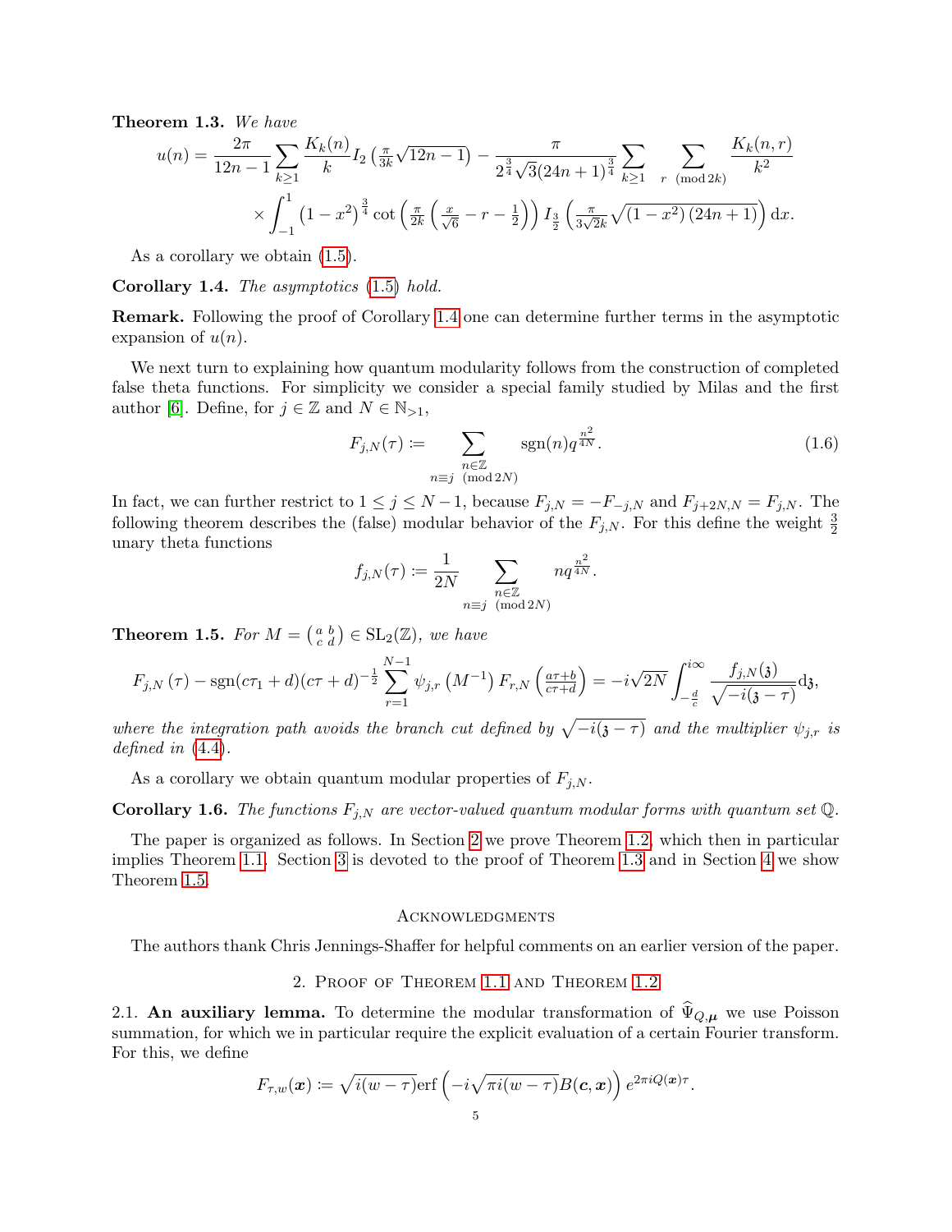**Theorem 1.3.** *We have*

$$u(n)=\frac{2\pi}{12n-1}\sum_{k\geq1}\frac{K_k(n)}{k}I_2\left(\tfrac{\pi}{3k}\sqrt{12n-1}\right)-\frac{\pi}{2^{\frac34}\sqrt{3}(24n+1)^{\frac34}}\sum_{k\geq1}\sum_{r\pmod{2k}}\frac{K_k(n,r)}{k^2}$$
$$\times\int_{-1}^{1}\left(1-x^2\right)^{\frac34}\cot\left(\tfrac{\pi}{2k}\left(\tfrac{x}{\sqrt{6}}-r-\tfrac12\right)\right)I_{\frac32}\left(\tfrac{\pi}{3\sqrt{2}k}\sqrt{\left(1-x^2\right)(24n+1)}\right)\mathrm{d}x.$$

As a corollary we obtain (1.5).

**Corollary 1.4.** *The asymptotics* (1.5) *hold.*

**Remark.** Following the proof of Corollary 1.4 one can determine further terms in the asymptotic expansion of $u(n)$.

We next turn to explaining how quantum modularity follows from the construction of completed false theta functions. For simplicity we consider a special family studied by Milas and the first author [6]. Define, for $j\in\mathbb{Z}$ and $N\in\mathbb{N}_{>1}$,

$$F_{j,N}(\tau):=\sum_{\substack{n\in\mathbb{Z}\\ n\equiv j\pmod{2N}}}\operatorname{sgn}(n)q^{\frac{n^2}{4N}}.\tag{1.6}$$

In fact, we can further restrict to $1\leq j\leq N-1$, because $F_{j,N}=-F_{-j,N}$ and $F_{j+2N,N}=F_{j,N}$. The following theorem describes the (false) modular behavior of the $F_{j,N}$. For this define the weight $\frac32$ unary theta functions

$$f_{j,N}(\tau):=\frac{1}{2N}\sum_{\substack{n\in\mathbb{Z}\\ n\equiv j\pmod{2N}}}nq^{\frac{n^2}{4N}}.$$

**Theorem 1.5.** *For $M=\left(\begin{smallmatrix}a&b\\c&d\end{smallmatrix}\right)\in\mathrm{SL}_2(\mathbb{Z})$, we have*

$$F_{j,N}(\tau)-\operatorname{sgn}(c\tau_1+d)(c\tau+d)^{-\frac12}\sum_{r=1}^{N-1}\psi_{j,r}\left(M^{-1}\right)F_{r,N}\left(\tfrac{a\tau+b}{c\tau+d}\right)=-i\sqrt{2N}\int_{-\frac{d}{c}}^{i\infty}\frac{f_{j,N}(\mathfrak{z})}{\sqrt{-i(\mathfrak{z}-\tau)}}\mathrm{d}\mathfrak{z},$$

*where the integration path avoids the branch cut defined by $\sqrt{-i(\mathfrak{z}-\tau)}$ and the multiplier $\psi_{j,r}$ is defined in* (4.4).

As a corollary we obtain quantum modular properties of $F_{j,N}$.

**Corollary 1.6.** *The functions $F_{j,N}$ are vector-valued quantum modular forms with quantum set $\mathbb{Q}$.*

The paper is organized as follows. In Section 2 we prove Theorem 1.2, which then in particular implies Theorem 1.1. Section 3 is devoted to the proof of Theorem 1.3 and in Section 4 we show Theorem 1.5.

## Acknowledgments

The authors thank Chris Jennings-Shaffer for helpful comments on an earlier version of the paper.

## 2. Proof of Theorem 1.1 and Theorem 1.2

2.1. **An auxiliary lemma.** To determine the modular transformation of $\widehat{\Psi}_{Q,\boldsymbol{\mu}}$ we use Poisson summation, for which we in particular require the explicit evaluation of a certain Fourier transform. For this, we define

$$F_{\tau,w}(\boldsymbol{x}):=\sqrt{i(w-\tau)}\operatorname{erf}\left(-i\sqrt{\pi i(w-\tau)}B(\boldsymbol{c},\boldsymbol{x})\right)e^{2\pi iQ(\boldsymbol{x})\tau}.$$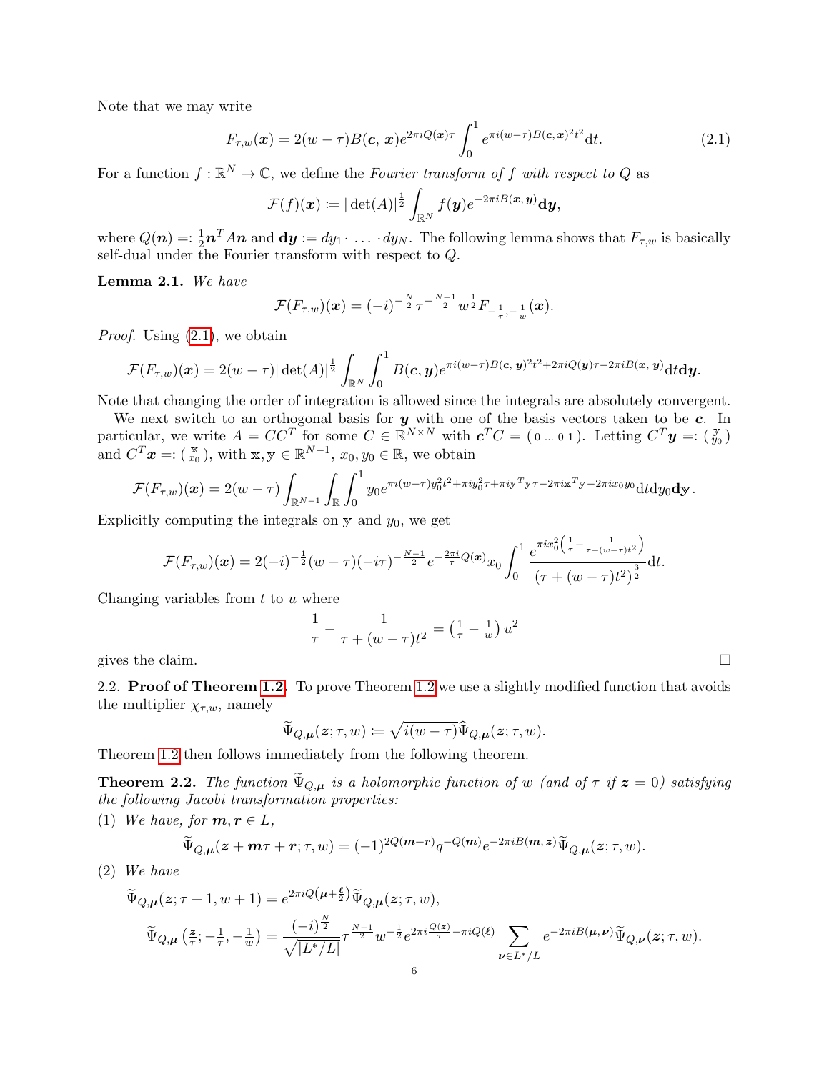Note that we may write

$$F_{\tau,w}(\boldsymbol{x}) = 2(w-\tau)B(\boldsymbol{c},\,\boldsymbol{x})e^{2\pi i Q(\boldsymbol{x})\tau}\int_0^1 e^{\pi i (w-\tau)B(\boldsymbol{c},\boldsymbol{x})^2t^2}\mathrm{d}t. \tag{2.1}$$

For a function $f:\mathbb{R}^N\to\mathbb{C}$, we define the *Fourier transform of $f$ with respect to $Q$* as

$$\mathcal{F}(f)(\boldsymbol{x}) := |\det(A)|^{\frac{1}{2}}\int_{\mathbb{R}^N} f(\boldsymbol{y})e^{-2\pi i B(\boldsymbol{x},\,\boldsymbol{y})}\mathbf{d}\boldsymbol{y},$$

where $Q(\boldsymbol{n}) =: \frac{1}{2}\boldsymbol{n}^TA\boldsymbol{n}$ and $\mathbf{d}\boldsymbol{y} := dy_1\cdot\,\ldots\,\cdot dy_N$. The following lemma shows that $F_{\tau,w}$ is basically self-dual under the Fourier transform with respect to $Q$.

**Lemma 2.1.** *We have*

$$\mathcal{F}(F_{\tau,w})(\boldsymbol{x}) = (-i)^{-\frac{N}{2}}\tau^{-\frac{N-1}{2}}w^{\frac{1}{2}}F_{-\frac{1}{\tau},-\frac{1}{w}}(\boldsymbol{x}).$$

*Proof.* Using (2.1), we obtain

$$\mathcal{F}(F_{\tau,w})(\boldsymbol{x}) = 2(w-\tau)|\det(A)|^{\frac{1}{2}}\int_{\mathbb{R}^N}\int_0^1 B(\boldsymbol{c},\boldsymbol{y})e^{\pi i(w-\tau)B(\boldsymbol{c},\,\boldsymbol{y})^2t^2+2\pi iQ(\boldsymbol{y})\tau-2\pi iB(\boldsymbol{x},\,\boldsymbol{y})}\mathrm{d}t\mathbf{d}\boldsymbol{y}.$$

Note that changing the order of integration is allowed since the integrals are absolutely convergent.

We next switch to an orthogonal basis for $\boldsymbol{y}$ with one of the basis vectors taken to be $\boldsymbol{c}$. In particular, we write $A = CC^T$ for some $C\in\mathbb{R}^{N\times N}$ with $\boldsymbol{c}^TC = (\,0\,\ldots\,0\,1\,)$. Letting $C^T\boldsymbol{y} =: \left(\begin{smallmatrix}\mathbbm{y}\\ y_0\end{smallmatrix}\right)$ and $C^T\boldsymbol{x} =: \left(\begin{smallmatrix}\mathbbm{x}\\ x_0\end{smallmatrix}\right)$, with $\mathbbm{x},\mathbbm{y}\in\mathbb{R}^{N-1}$, $x_0,y_0\in\mathbb{R}$, we obtain

$$\mathcal{F}(F_{\tau,w})(\boldsymbol{x}) = 2(w-\tau)\int_{\mathbb{R}^{N-1}}\int_{\mathbb{R}}\int_0^1 y_0e^{\pi i(w-\tau)y_0^2t^2+\pi iy_0^2\tau+\pi i\mathbbm{y}^T\mathbbm{y}\tau-2\pi i\mathbbm{x}^T\mathbbm{y}-2\pi ix_0y_0}\mathrm{d}t\mathrm{d}y_0\mathbf{d}\mathbbm{y}.$$

Explicitly computing the integrals on $\mathbbm{y}$ and $y_0$, we get

$$\mathcal{F}(F_{\tau,w})(\boldsymbol{x}) = 2(-i)^{-\frac{1}{2}}(w-\tau)(-i\tau)^{-\frac{N-1}{2}}e^{-\frac{2\pi i}{\tau}Q(\boldsymbol{x})}x_0\int_0^1\frac{e^{\pi ix_0^2\left(\frac{1}{\tau}-\frac{1}{\tau+(w-\tau)t^2}\right)}}{(\tau+(w-\tau)t^2)^{\frac{3}{2}}}\mathrm{d}t.$$

Changing variables from $t$ to $u$ where

$$\frac{1}{\tau}-\frac{1}{\tau+(w-\tau)t^2} = \left(\tfrac{1}{\tau}-\tfrac{1}{w}\right)u^2$$

gives the claim. $\square$

2.2. **Proof of Theorem 1.2.** To prove Theorem 1.2 we use a slightly modified function that avoids the multiplier $\chi_{\tau,w}$, namely

$$\widetilde{\Psi}_{Q,\boldsymbol{\mu}}(\boldsymbol{z};\tau,w) := \sqrt{i(w-\tau)}\widehat{\Psi}_{Q,\boldsymbol{\mu}}(\boldsymbol{z};\tau,w).$$

Theorem 1.2 then follows immediately from the following theorem.

**Theorem 2.2.** *The function $\widetilde{\Psi}_{Q,\boldsymbol{\mu}}$ is a holomorphic function of $w$ (and of $\tau$ if $\boldsymbol{z}=0$) satisfying the following Jacobi transformation properties:*

(1) *We have, for $\boldsymbol{m},\boldsymbol{r}\in L$,*

$$\widetilde{\Psi}_{Q,\boldsymbol{\mu}}(\boldsymbol{z}+\boldsymbol{m}\tau+\boldsymbol{r};\tau,w) = (-1)^{2Q(\boldsymbol{m}+\boldsymbol{r})}q^{-Q(\boldsymbol{m})}e^{-2\pi iB(\boldsymbol{m},\,\boldsymbol{z})}\widetilde{\Psi}_{Q,\boldsymbol{\mu}}(\boldsymbol{z};\tau,w).$$

(2) *We have*

$$\widetilde{\Psi}_{Q,\boldsymbol{\mu}}(\boldsymbol{z};\tau+1,w+1) = e^{2\pi iQ\left(\boldsymbol{\mu}+\frac{\boldsymbol{\ell}}{2}\right)}\widetilde{\Psi}_{Q,\boldsymbol{\mu}}(\boldsymbol{z};\tau,w),$$

$$\widetilde{\Psi}_{Q,\boldsymbol{\mu}}\left(\tfrac{\boldsymbol{z}}{\tau};-\tfrac{1}{\tau},-\tfrac{1}{w}\right) = \frac{(-i)^{\frac{N}{2}}}{\sqrt{|L^*/L|}}\tau^{\frac{N-1}{2}}w^{-\frac{1}{2}}e^{2\pi i\frac{Q(\boldsymbol{z})}{\tau}-\pi iQ(\boldsymbol{\ell})}\sum_{\boldsymbol{\nu}\in L^*/L}e^{-2\pi iB(\boldsymbol{\mu},\,\boldsymbol{\nu})}\widetilde{\Psi}_{Q,\boldsymbol{\nu}}(\boldsymbol{z};\tau,w).$$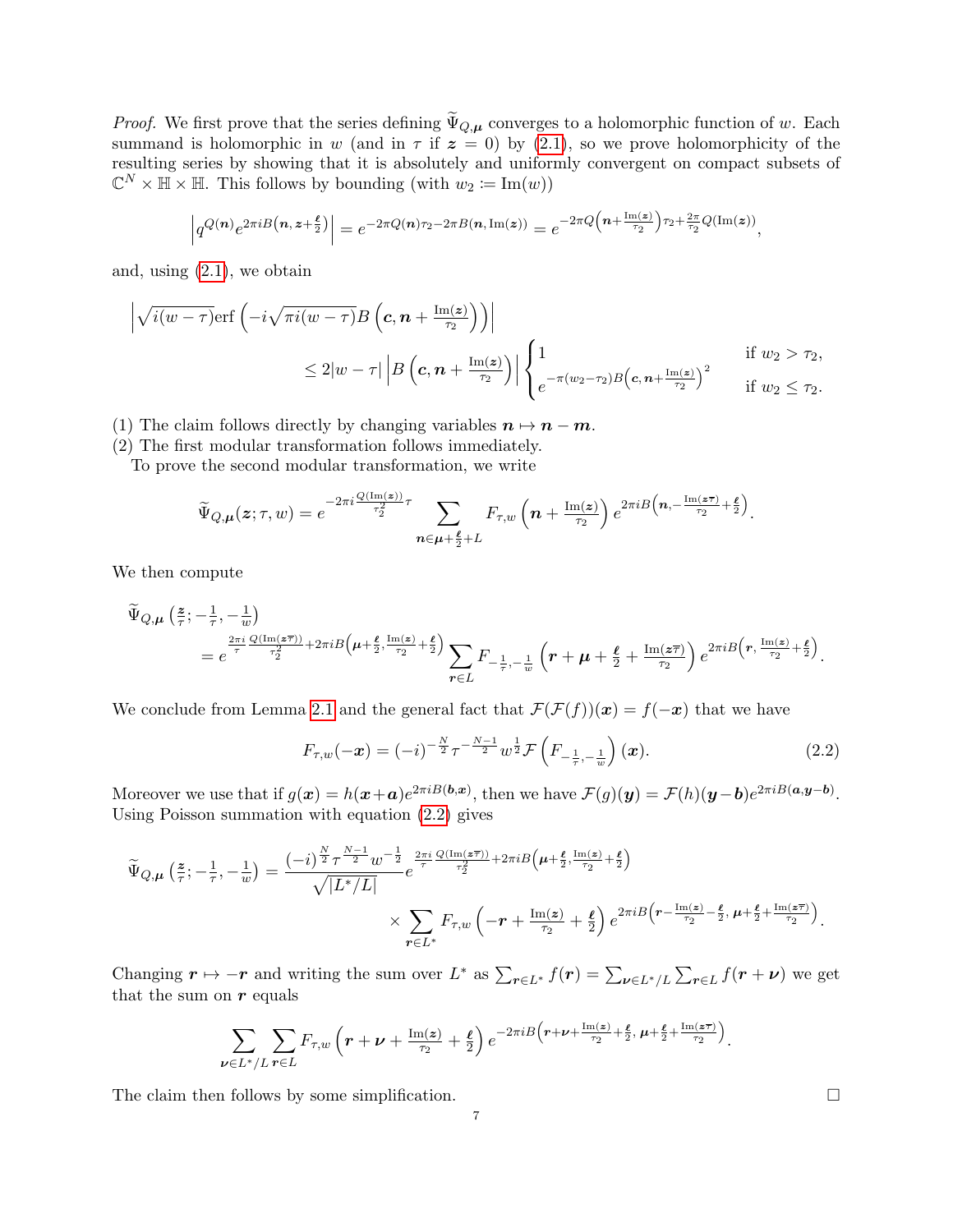*Proof.* We first prove that the series defining $\widetilde{\Psi}_{Q,\boldsymbol{\mu}}$ converges to a holomorphic function of $w$. Each summand is holomorphic in $w$ (and in $\tau$ if $\boldsymbol{z} = 0$) by (2.1), so we prove holomorphicity of the resulting series by showing that it is absolutely and uniformly convergent on compact subsets of $\mathbb{C}^N \times \mathbb{H} \times \mathbb{H}$. This follows by bounding (with $w_2 := \mathrm{Im}(w)$)

$$\left| q^{Q(\boldsymbol{n})} e^{2\pi i B\left(\boldsymbol{n}, \boldsymbol{z}+\frac{\boldsymbol{\ell}}{2}\right)} \right| = e^{-2\pi Q(\boldsymbol{n})\tau_2 - 2\pi B(\boldsymbol{n}, \mathrm{Im}(\boldsymbol{z}))} = e^{-2\pi Q\left(\boldsymbol{n}+\frac{\mathrm{Im}(\boldsymbol{z})}{\tau_2}\right)\tau_2 + \frac{2\pi}{\tau_2}Q(\mathrm{Im}(\boldsymbol{z}))},$$

and, using (2.1), we obtain

$$\begin{aligned}
&\left|\sqrt{i(w-\tau)}\,\mathrm{erf}\left(-i\sqrt{\pi i(w-\tau)}B\left(\boldsymbol{c}, \boldsymbol{n}+\tfrac{\mathrm{Im}(\boldsymbol{z})}{\tau_2}\right)\right)\right| \\
&\qquad\qquad \leq 2|w-\tau|\left|B\left(\boldsymbol{c}, \boldsymbol{n}+\tfrac{\mathrm{Im}(\boldsymbol{z})}{\tau_2}\right)\right| \begin{cases} 1 & \text{if } w_2 > \tau_2, \\ e^{-\pi(w_2-\tau_2)B\left(\boldsymbol{c}, \boldsymbol{n}+\frac{\mathrm{Im}(\boldsymbol{z})}{\tau_2}\right)^2} & \text{if } w_2 \leq \tau_2. \end{cases}
\end{aligned}$$

(1) The claim follows directly by changing variables $\boldsymbol{n} \mapsto \boldsymbol{n} - \boldsymbol{m}$.

(2) The first modular transformation follows immediately.

To prove the second modular transformation, we write

$$\widetilde{\Psi}_{Q,\boldsymbol{\mu}}(\boldsymbol{z};\tau,w) = e^{-2\pi i \frac{Q(\mathrm{Im}(\boldsymbol{z}))}{\tau_2^2}\tau} \sum_{\boldsymbol{n}\in\boldsymbol{\mu}+\frac{\boldsymbol{\ell}}{2}+L} F_{\tau,w}\left(\boldsymbol{n}+\tfrac{\mathrm{Im}(\boldsymbol{z})}{\tau_2}\right) e^{2\pi i B\left(\boldsymbol{n}, -\frac{\mathrm{Im}(\boldsymbol{z}\overline{\tau})}{\tau_2}+\frac{\boldsymbol{\ell}}{2}\right)}.$$

We then compute

$$\begin{aligned}
&\widetilde{\Psi}_{Q,\boldsymbol{\mu}}\left(\tfrac{\boldsymbol{z}}{\tau}; -\tfrac{1}{\tau}, -\tfrac{1}{w}\right) \\
&\quad = e^{\frac{2\pi i}{\tau}\frac{Q(\mathrm{Im}(\boldsymbol{z}\overline{\tau}))}{\tau_2^2} + 2\pi i B\left(\boldsymbol{\mu}+\frac{\boldsymbol{\ell}}{2}, \frac{\mathrm{Im}(\boldsymbol{z})}{\tau_2}+\frac{\boldsymbol{\ell}}{2}\right)} \sum_{\boldsymbol{r}\in L} F_{-\frac{1}{\tau},-\frac{1}{w}}\left(\boldsymbol{r}+\boldsymbol{\mu}+\tfrac{\boldsymbol{\ell}}{2}+\tfrac{\mathrm{Im}(\boldsymbol{z}\overline{\tau})}{\tau_2}\right) e^{2\pi i B\left(\boldsymbol{r}, \frac{\mathrm{Im}(\boldsymbol{z})}{\tau_2}+\frac{\boldsymbol{\ell}}{2}\right)}.
\end{aligned}$$

We conclude from Lemma 2.1 and the general fact that $\mathcal{F}(\mathcal{F}(f))(\boldsymbol{x}) = f(-\boldsymbol{x})$ that we have

$$F_{\tau,w}(-\boldsymbol{x}) = (-i)^{-\frac{N}{2}}\tau^{-\frac{N-1}{2}}w^{\frac{1}{2}}\mathcal{F}\left(F_{-\frac{1}{\tau},-\frac{1}{w}}\right)(\boldsymbol{x}). \tag{2.2}$$

Moreover we use that if $g(\boldsymbol{x}) = h(\boldsymbol{x}+\boldsymbol{a})e^{2\pi i B(\boldsymbol{b},\boldsymbol{x})}$, then we have $\mathcal{F}(g)(\boldsymbol{y}) = \mathcal{F}(h)(\boldsymbol{y}-\boldsymbol{b})e^{2\pi i B(\boldsymbol{a},\boldsymbol{y}-\boldsymbol{b})}$. Using Poisson summation with equation (2.2) gives

$$\begin{aligned}
\widetilde{\Psi}_{Q,\boldsymbol{\mu}}\left(\tfrac{\boldsymbol{z}}{\tau}; -\tfrac{1}{\tau}, -\tfrac{1}{w}\right) = \frac{(-i)^{\frac{N}{2}}\tau^{\frac{N-1}{2}}w^{-\frac{1}{2}}}{\sqrt{|L^*/L|}} & e^{\frac{2\pi i}{\tau}\frac{Q(\mathrm{Im}(\boldsymbol{z}\overline{\tau}))}{\tau_2^2}+2\pi i B\left(\boldsymbol{\mu}+\frac{\boldsymbol{\ell}}{2}, \frac{\mathrm{Im}(\boldsymbol{z})}{\tau_2}+\frac{\boldsymbol{\ell}}{2}\right)} \\
&\times \sum_{\boldsymbol{r}\in L^*} F_{\tau,w}\left(-\boldsymbol{r}+\tfrac{\mathrm{Im}(\boldsymbol{z})}{\tau_2}+\tfrac{\boldsymbol{\ell}}{2}\right) e^{2\pi i B\left(\boldsymbol{r}-\frac{\mathrm{Im}(\boldsymbol{z})}{\tau_2}-\frac{\boldsymbol{\ell}}{2},\, \boldsymbol{\mu}+\frac{\boldsymbol{\ell}}{2}+\frac{\mathrm{Im}(\boldsymbol{z}\overline{\tau})}{\tau_2}\right)}.
\end{aligned}$$

Changing $\boldsymbol{r} \mapsto -\boldsymbol{r}$ and writing the sum over $L^*$ as $\sum_{\boldsymbol{r}\in L^*} f(\boldsymbol{r}) = \sum_{\boldsymbol{\nu}\in L^*/L}\sum_{\boldsymbol{r}\in L} f(\boldsymbol{r}+\boldsymbol{\nu})$ we get that the sum on $\boldsymbol{r}$ equals

$$\sum_{\boldsymbol{\nu}\in L^*/L}\sum_{\boldsymbol{r}\in L} F_{\tau,w}\left(\boldsymbol{r}+\boldsymbol{\nu}+\tfrac{\mathrm{Im}(\boldsymbol{z})}{\tau_2}+\tfrac{\boldsymbol{\ell}}{2}\right) e^{-2\pi i B\left(\boldsymbol{r}+\boldsymbol{\nu}+\frac{\mathrm{Im}(\boldsymbol{z})}{\tau_2}+\frac{\boldsymbol{\ell}}{2},\, \boldsymbol{\mu}+\frac{\boldsymbol{\ell}}{2}+\frac{\mathrm{Im}(\boldsymbol{z}\overline{\tau})}{\tau_2}\right)}.$$

The claim then follows by some simplification. $\square$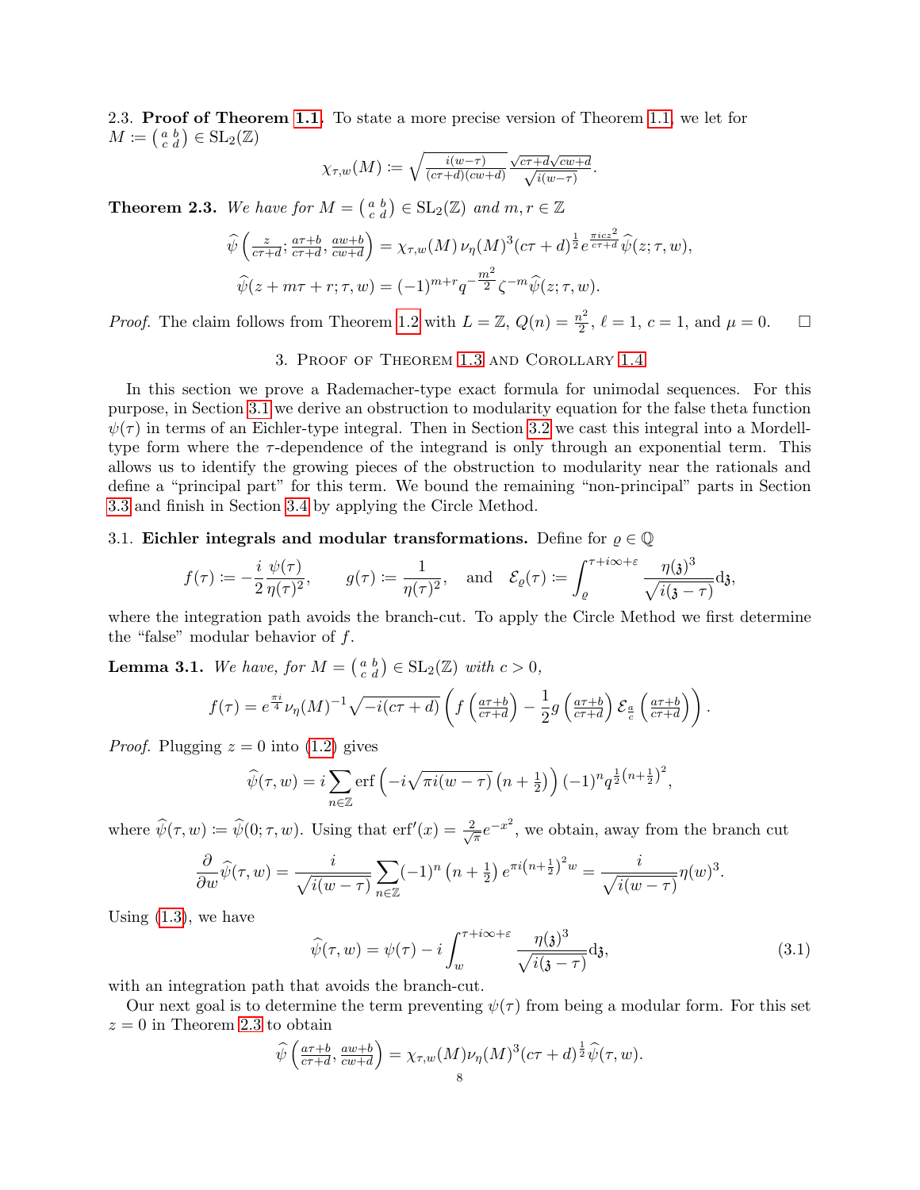2.3. **Proof of Theorem 1.1.** To state a more precise version of Theorem 1.1, we let for $M := \left(\begin{smallmatrix} a & b \\ c & d \end{smallmatrix}\right) \in \mathrm{SL}_2(\mathbb{Z})$

$$\chi_{\tau,w}(M) := \sqrt{\tfrac{i(w-\tau)}{(c\tau+d)(cw+d)}}\,\frac{\sqrt{c\tau+d}\sqrt{cw+d}}{\sqrt{i(w-\tau)}}.$$

**Theorem 2.3.** *We have for $M = \left(\begin{smallmatrix} a & b \\ c & d \end{smallmatrix}\right) \in \mathrm{SL}_2(\mathbb{Z})$ and $m, r \in \mathbb{Z}$*

$$\widehat{\psi}\left(\tfrac{z}{c\tau+d}; \tfrac{a\tau+b}{c\tau+d}, \tfrac{aw+b}{cw+d}\right) = \chi_{\tau,w}(M)\,\nu_\eta(M)^3 (c\tau+d)^{\frac{1}{2}} e^{\frac{\pi i c z^2}{c\tau+d}} \widehat{\psi}(z;\tau,w),$$

$$\widehat{\psi}(z+m\tau+r;\tau,w) = (-1)^{m+r} q^{-\frac{m^2}{2}} \zeta^{-m} \widehat{\psi}(z;\tau,w).$$

*Proof.* The claim follows from Theorem 1.2 with $L = \mathbb{Z}$, $Q(n) = \frac{n^2}{2}$, $\ell = 1$, $c = 1$, and $\mu = 0$. $\square$

## 3. Proof of Theorem 1.3 and Corollary 1.4

In this section we prove a Rademacher-type exact formula for unimodal sequences. For this purpose, in Section 3.1 we derive an obstruction to modularity equation for the false theta function $\psi(\tau)$ in terms of an Eichler-type integral. Then in Section 3.2 we cast this integral into a Mordell-type form where the $\tau$-dependence of the integrand is only through an exponential term. This allows us to identify the growing pieces of the obstruction to modularity near the rationals and define a "principal part" for this term. We bound the remaining "non-principal" parts in Section 3.3 and finish in Section 3.4 by applying the Circle Method.

3.1. **Eichler integrals and modular transformations.** Define for $\varrho \in \mathbb{Q}$

$$f(\tau) := -\frac{i}{2}\frac{\psi(\tau)}{\eta(\tau)^2}, \qquad g(\tau) := \frac{1}{\eta(\tau)^2}, \quad \text{and} \quad \mathcal{E}_\varrho(\tau) := \int_\varrho^{\tau+i\infty+\varepsilon} \frac{\eta(\mathfrak{z})^3}{\sqrt{i(\mathfrak{z}-\tau)}} d\mathfrak{z},$$

where the integration path avoids the branch-cut. To apply the Circle Method we first determine the "false" modular behavior of $f$.

**Lemma 3.1.** *We have, for $M = \left(\begin{smallmatrix} a & b \\ c & d \end{smallmatrix}\right) \in \mathrm{SL}_2(\mathbb{Z})$ with $c > 0$,*

$$f(\tau) = e^{\frac{\pi i}{4}} \nu_\eta(M)^{-1} \sqrt{-i(c\tau+d)} \left( f\left(\tfrac{a\tau+b}{c\tau+d}\right) - \frac{1}{2} g\left(\tfrac{a\tau+b}{c\tau+d}\right) \mathcal{E}_{\frac{a}{c}}\left(\tfrac{a\tau+b}{c\tau+d}\right)\right).$$

*Proof.* Plugging $z = 0$ into (1.2) gives

$$\widehat{\psi}(\tau,w) = i\sum_{n\in\mathbb{Z}} \mathrm{erf}\left(-i\sqrt{\pi i(w-\tau)}\left(n+\tfrac{1}{2}\right)\right)(-1)^n q^{\frac{1}{2}\left(n+\frac{1}{2}\right)^2},$$

where $\widehat{\psi}(\tau,w) := \widehat{\psi}(0;\tau,w)$. Using that $\mathrm{erf}'(x) = \frac{2}{\sqrt{\pi}}e^{-x^2}$, we obtain, away from the branch cut

$$\frac{\partial}{\partial w}\widehat{\psi}(\tau,w) = \frac{i}{\sqrt{i(w-\tau)}} \sum_{n\in\mathbb{Z}} (-1)^n \left(n+\tfrac{1}{2}\right) e^{\pi i\left(n+\frac{1}{2}\right)^2 w} = \frac{i}{\sqrt{i(w-\tau)}}\eta(w)^3.$$

Using (1.3), we have

$$\widehat{\psi}(\tau,w) = \psi(\tau) - i\int_w^{\tau+i\infty+\varepsilon} \frac{\eta(\mathfrak{z})^3}{\sqrt{i(\mathfrak{z}-\tau)}} d\mathfrak{z}, \tag{3.1}$$

with an integration path that avoids the branch-cut.

Our next goal is to determine the term preventing $\psi(\tau)$ from being a modular form. For this set $z = 0$ in Theorem 2.3 to obtain

$$\widehat{\psi}\left(\tfrac{a\tau+b}{c\tau+d}, \tfrac{aw+b}{cw+d}\right) = \chi_{\tau,w}(M)\nu_\eta(M)^3 (c\tau+d)^{\frac{1}{2}} \widehat{\psi}(\tau,w).$$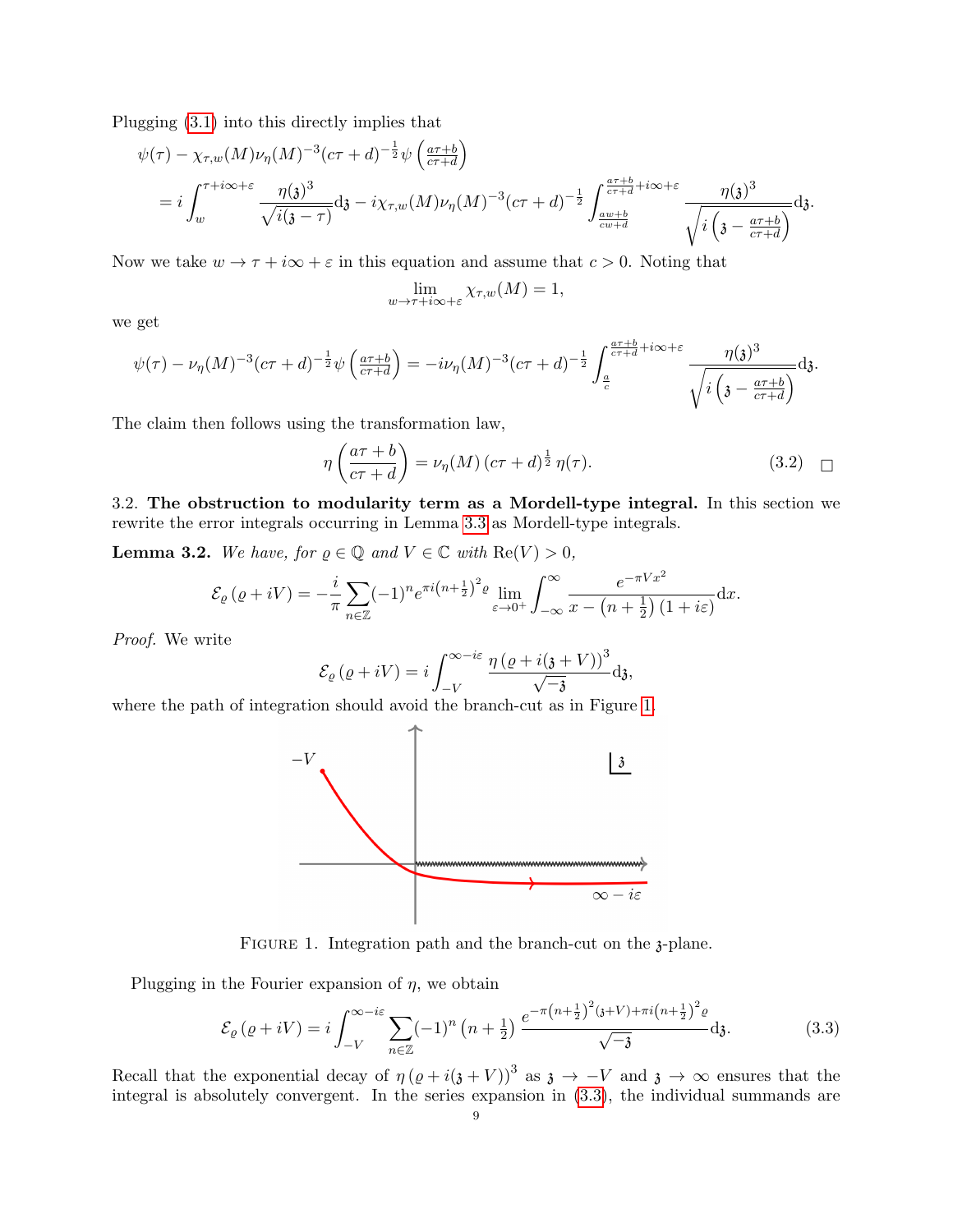Plugging (3.1) into this directly implies that

$$\psi(\tau) - \chi_{\tau,w}(M)\nu_\eta(M)^{-3}(c\tau+d)^{-\frac{1}{2}}\psi\left(\tfrac{a\tau+b}{c\tau+d}\right)$$
$$= i\int_w^{\tau+i\infty+\varepsilon} \frac{\eta(\mathfrak{z})^3}{\sqrt{i(\mathfrak{z}-\tau)}}\mathrm{d}\mathfrak{z} - i\chi_{\tau,w}(M)\nu_\eta(M)^{-3}(c\tau+d)^{-\frac{1}{2}}\int_{\frac{aw+b}{cw+d}}^{\frac{a\tau+b}{c\tau+d}+i\infty+\varepsilon} \frac{\eta(\mathfrak{z})^3}{\sqrt{i\left(\mathfrak{z}-\frac{a\tau+b}{c\tau+d}\right)}}\mathrm{d}\mathfrak{z}.$$

Now we take $w \to \tau + i\infty + \varepsilon$ in this equation and assume that $c > 0$. Noting that

$$\lim_{w\to\tau+i\infty+\varepsilon} \chi_{\tau,w}(M) = 1,$$

we get

$$\psi(\tau) - \nu_\eta(M)^{-3}(c\tau+d)^{-\frac{1}{2}}\psi\left(\tfrac{a\tau+b}{c\tau+d}\right) = -i\nu_\eta(M)^{-3}(c\tau+d)^{-\frac{1}{2}}\int_{\frac{a}{c}}^{\frac{a\tau+b}{c\tau+d}+i\infty+\varepsilon} \frac{\eta(\mathfrak{z})^3}{\sqrt{i\left(\mathfrak{z}-\frac{a\tau+b}{c\tau+d}\right)}}\mathrm{d}\mathfrak{z}.$$

The claim then follows using the transformation law,

$$\eta\left(\frac{a\tau+b}{c\tau+d}\right) = \nu_\eta(M)\,(c\tau+d)^{\frac{1}{2}}\,\eta(\tau). \tag{3.2}$$

□

3.2. **The obstruction to modularity term as a Mordell-type integral.** In this section we rewrite the error integrals occurring in Lemma 3.3 as Mordell-type integrals.

**Lemma 3.2.** *We have, for $\varrho \in \mathbb{Q}$ and $V \in \mathbb{C}$ with $\mathrm{Re}(V) > 0$,*

$$\mathcal{E}_\varrho(\varrho + iV) = -\frac{i}{\pi}\sum_{n\in\mathbb{Z}}(-1)^n e^{\pi i\left(n+\frac{1}{2}\right)^2\varrho}\lim_{\varepsilon\to 0^+}\int_{-\infty}^{\infty}\frac{e^{-\pi V x^2}}{x-\left(n+\frac{1}{2}\right)(1+i\varepsilon)}\mathrm{d}x.$$

*Proof.* We write

$$\mathcal{E}_\varrho(\varrho + iV) = i\int_{-V}^{\infty - i\varepsilon}\frac{\eta(\varrho + i(\mathfrak{z}+V))^3}{\sqrt{-\mathfrak{z}}}\mathrm{d}\mathfrak{z},$$

where the path of integration should avoid the branch-cut as in Figure 1.

FIGURE 1. Integration path and the branch-cut on the $\mathfrak{z}$-plane.

Plugging in the Fourier expansion of $\eta$, we obtain

$$\mathcal{E}_\varrho(\varrho + iV) = i\int_{-V}^{\infty-i\varepsilon}\sum_{n\in\mathbb{Z}}(-1)^n\left(n+\tfrac{1}{2}\right)\frac{e^{-\pi\left(n+\frac{1}{2}\right)^2(\mathfrak{z}+V)+\pi i\left(n+\frac{1}{2}\right)^2\varrho}}{\sqrt{-\mathfrak{z}}}\mathrm{d}\mathfrak{z}. \tag{3.3}$$

Recall that the exponential decay of $\eta(\varrho + i(\mathfrak{z}+V))^3$ as $\mathfrak{z} \to -V$ and $\mathfrak{z} \to \infty$ ensures that the integral is absolutely convergent. In the series expansion in (3.3), the individual summands are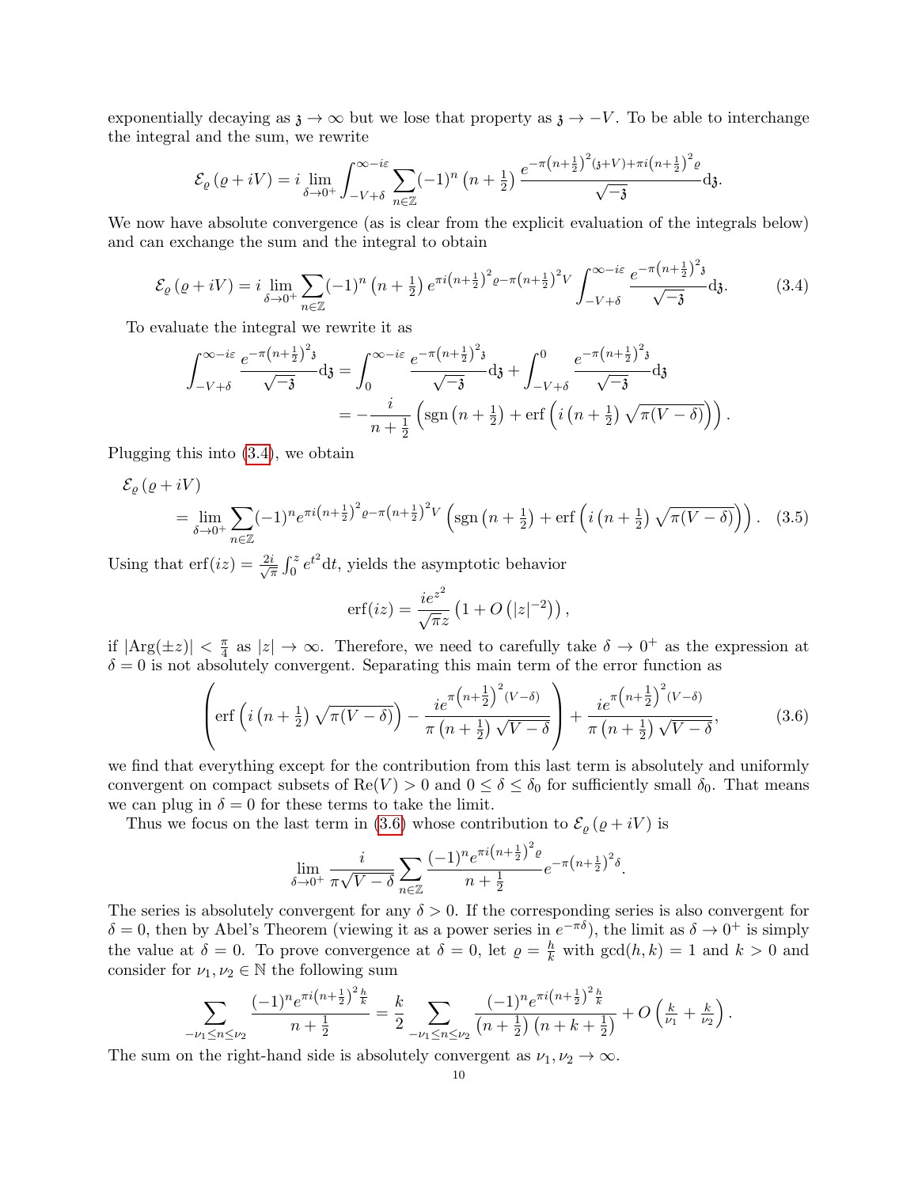exponentially decaying as $\mathfrak{z} \to \infty$ but we lose that property as $\mathfrak{z} \to -V$. To be able to interchange the integral and the sum, we rewrite

$$\mathcal{E}_\varrho\left(\varrho + iV\right) = i \lim_{\delta \to 0^+} \int_{-V+\delta}^{\infty - i\varepsilon} \sum_{n\in\mathbb{Z}} (-1)^n \left(n + \tfrac{1}{2}\right) \frac{e^{-\pi\left(n+\frac{1}{2}\right)^2(\mathfrak{z}+V) + \pi i\left(n+\frac{1}{2}\right)^2\varrho}}{\sqrt{-\mathfrak{z}}} \mathrm{d}\mathfrak{z}.$$

We now have absolute convergence (as is clear from the explicit evaluation of the integrals below) and can exchange the sum and the integral to obtain

$$\mathcal{E}_\varrho\left(\varrho + iV\right) = i \lim_{\delta \to 0^+} \sum_{n\in\mathbb{Z}} (-1)^n \left(n + \tfrac{1}{2}\right) e^{\pi i\left(n+\frac{1}{2}\right)^2\varrho - \pi\left(n+\frac{1}{2}\right)^2 V} \int_{-V+\delta}^{\infty - i\varepsilon} \frac{e^{-\pi\left(n+\frac{1}{2}\right)^2\mathfrak{z}}}{\sqrt{-\mathfrak{z}}} \mathrm{d}\mathfrak{z}. \tag{3.4}$$

To evaluate the integral we rewrite it as

$$\begin{aligned}
\int_{-V+\delta}^{\infty - i\varepsilon} \frac{e^{-\pi\left(n+\frac{1}{2}\right)^2\mathfrak{z}}}{\sqrt{-\mathfrak{z}}} \mathrm{d}\mathfrak{z} &= \int_{0}^{\infty - i\varepsilon} \frac{e^{-\pi\left(n+\frac{1}{2}\right)^2\mathfrak{z}}}{\sqrt{-\mathfrak{z}}} \mathrm{d}\mathfrak{z} + \int_{-V+\delta}^{0} \frac{e^{-\pi\left(n+\frac{1}{2}\right)^2\mathfrak{z}}}{\sqrt{-\mathfrak{z}}} \mathrm{d}\mathfrak{z} \\
&= -\frac{i}{n+\frac{1}{2}} \left(\operatorname{sgn}\left(n+\tfrac{1}{2}\right) + \operatorname{erf}\left(i\left(n+\tfrac{1}{2}\right)\sqrt{\pi(V-\delta)}\right)\right).
\end{aligned}$$

Plugging this into (3.4), we obtain

$$\begin{aligned}
&\mathcal{E}_\varrho\left(\varrho + iV\right) \\
&\quad = \lim_{\delta \to 0^+} \sum_{n\in\mathbb{Z}} (-1)^n e^{\pi i\left(n+\frac{1}{2}\right)^2\varrho - \pi\left(n+\frac{1}{2}\right)^2 V} \left(\operatorname{sgn}\left(n+\tfrac{1}{2}\right) + \operatorname{erf}\left(i\left(n+\tfrac{1}{2}\right)\sqrt{\pi(V-\delta)}\right)\right).
\end{aligned} \tag{3.5}$$

Using that $\operatorname{erf}(iz) = \frac{2i}{\sqrt{\pi}} \int_0^z e^{t^2} \mathrm{d}t$, yields the asymptotic behavior

$$\operatorname{erf}(iz) = \frac{ie^{z^2}}{\sqrt{\pi}z}\left(1 + O\left(|z|^{-2}\right)\right),$$

if $|\operatorname{Arg}(\pm z)| < \frac{\pi}{4}$ as $|z| \to \infty$. Therefore, we need to carefully take $\delta \to 0^+$ as the expression at $\delta = 0$ is not absolutely convergent. Separating this main term of the error function as

$$\left(\operatorname{erf}\left(i\left(n+\tfrac{1}{2}\right)\sqrt{\pi(V-\delta)}\right) - \frac{ie^{\pi\left(n+\frac{1}{2}\right)^2(V-\delta)}}{\pi\left(n+\frac{1}{2}\right)\sqrt{V-\delta}}\right) + \frac{ie^{\pi\left(n+\frac{1}{2}\right)^2(V-\delta)}}{\pi\left(n+\frac{1}{2}\right)\sqrt{V-\delta}}, \tag{3.6}$$

we find that everything except for the contribution from this last term is absolutely and uniformly convergent on compact subsets of $\operatorname{Re}(V) > 0$ and $0 \le \delta \le \delta_0$ for sufficiently small $\delta_0$. That means we can plug in $\delta = 0$ for these terms to take the limit.

Thus we focus on the last term in (3.6) whose contribution to $\mathcal{E}_\varrho\left(\varrho + iV\right)$ is

$$\lim_{\delta\to 0^+} \frac{i}{\pi\sqrt{V-\delta}} \sum_{n\in\mathbb{Z}} \frac{(-1)^n e^{\pi i\left(n+\frac{1}{2}\right)^2\varrho}}{n+\frac{1}{2}} e^{-\pi\left(n+\frac{1}{2}\right)^2\delta}.$$

The series is absolutely convergent for any $\delta > 0$. If the corresponding series is also convergent for $\delta = 0$, then by Abel's Theorem (viewing it as a power series in $e^{-\pi\delta}$), the limit as $\delta \to 0^+$ is simply the value at $\delta = 0$. To prove convergence at $\delta = 0$, let $\varrho = \frac{h}{k}$ with $\gcd(h,k) = 1$ and $k > 0$ and consider for $\nu_1, \nu_2 \in \mathbb{N}$ the following sum

$$\sum_{-\nu_1 \le n \le \nu_2} \frac{(-1)^n e^{\pi i\left(n+\frac{1}{2}\right)^2\frac{h}{k}}}{n+\frac{1}{2}} = \frac{k}{2} \sum_{-\nu_1 \le n \le \nu_2} \frac{(-1)^n e^{\pi i\left(n+\frac{1}{2}\right)^2\frac{h}{k}}}{\left(n+\frac{1}{2}\right)\left(n+k+\frac{1}{2}\right)} + O\left(\tfrac{k}{\nu_1} + \tfrac{k}{\nu_2}\right).$$

The sum on the right-hand side is absolutely convergent as $\nu_1, \nu_2 \to \infty$.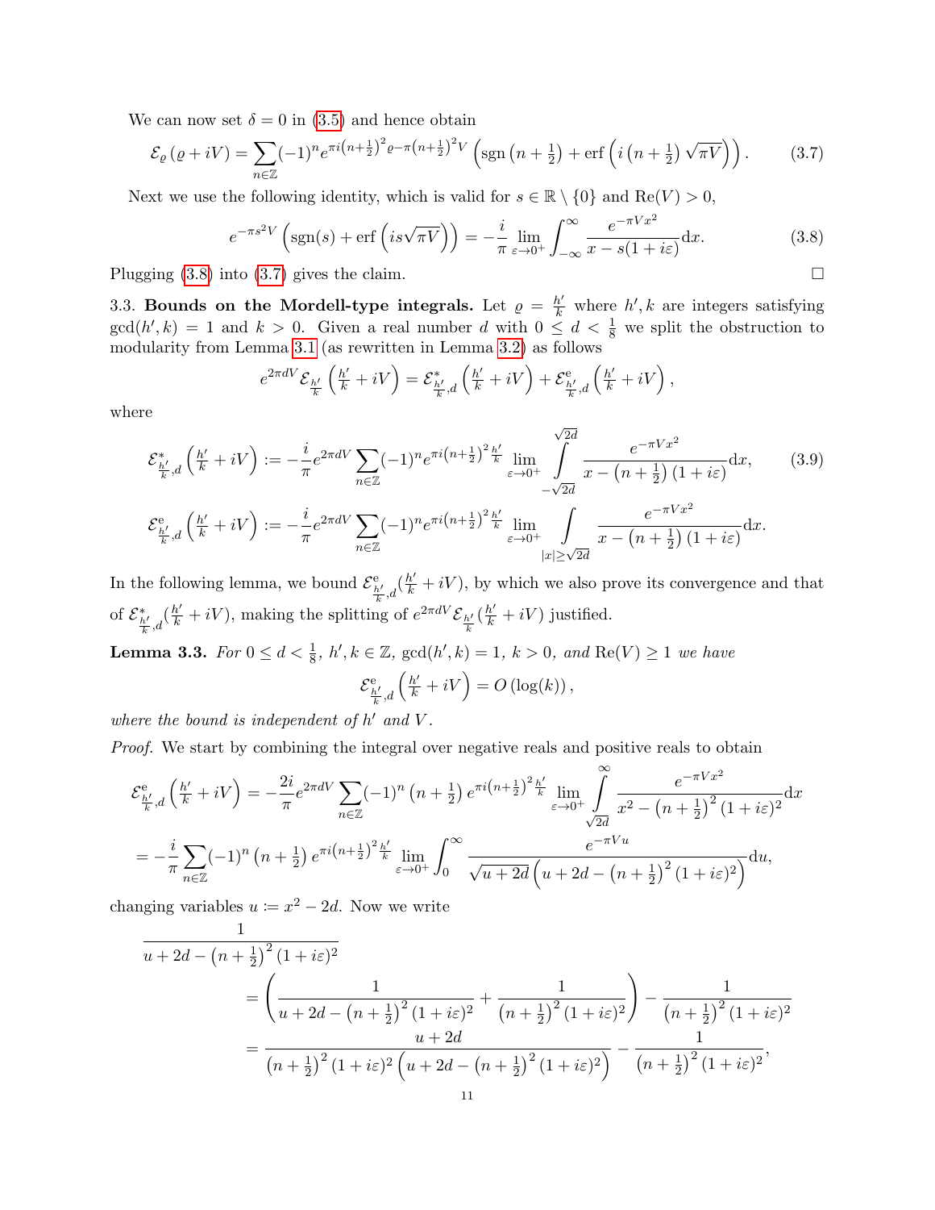We can now set $\delta = 0$ in (3.5) and hence obtain

$$\mathcal{E}_{\varrho}\left(\varrho + iV\right) = \sum_{n\in\mathbb{Z}} (-1)^n e^{\pi i \left(n+\frac{1}{2}\right)^2 \varrho - \pi\left(n+\frac{1}{2}\right)^2 V} \left(\operatorname{sgn}\left(n+\tfrac{1}{2}\right) + \operatorname{erf}\left(i\left(n+\tfrac{1}{2}\right)\sqrt{\pi V}\right)\right). \tag{3.7}$$

Next we use the following identity, which is valid for $s \in \mathbb{R}\setminus\{0\}$ and $\operatorname{Re}(V) > 0$,

$$e^{-\pi s^2 V}\left(\operatorname{sgn}(s) + \operatorname{erf}\left(is\sqrt{\pi V}\right)\right) = -\frac{i}{\pi}\lim_{\varepsilon\to 0^+}\int_{-\infty}^{\infty} \frac{e^{-\pi V x^2}}{x - s(1+i\varepsilon)} \mathrm{d}x. \tag{3.8}$$

Plugging (3.8) into (3.7) gives the claim. $\square$

3.3. **Bounds on the Mordell-type integrals.** Let $\varrho = \frac{h'}{k}$ where $h', k$ are integers satisfying $\gcd(h', k) = 1$ and $k > 0$. Given a real number $d$ with $0 \le d < \frac{1}{8}$ we split the obstruction to modularity from Lemma 3.1 (as rewritten in Lemma 3.2) as follows

$$e^{2\pi d V}\mathcal{E}_{\frac{h'}{k}}\left(\tfrac{h'}{k} + iV\right) = \mathcal{E}^{*}_{\frac{h'}{k},d}\left(\tfrac{h'}{k} + iV\right) + \mathcal{E}^{\mathrm{e}}_{\frac{h'}{k},d}\left(\tfrac{h'}{k} + iV\right),$$

where

$$\mathcal{E}^{*}_{\frac{h'}{k},d}\left(\tfrac{h'}{k} + iV\right) := -\frac{i}{\pi} e^{2\pi d V}\sum_{n\in\mathbb{Z}}(-1)^n e^{\pi i\left(n+\frac{1}{2}\right)^2\frac{h'}{k}} \lim_{\varepsilon\to 0^+}\int_{-\sqrt{2d}}^{\sqrt{2d}} \frac{e^{-\pi V x^2}}{x - \left(n+\frac{1}{2}\right)(1+i\varepsilon)}\mathrm{d}x, \tag{3.9}$$

$$\mathcal{E}^{\mathrm{e}}_{\frac{h'}{k},d}\left(\tfrac{h'}{k} + iV\right) := -\frac{i}{\pi} e^{2\pi d V}\sum_{n\in\mathbb{Z}}(-1)^n e^{\pi i\left(n+\frac{1}{2}\right)^2\frac{h'}{k}} \lim_{\varepsilon\to 0^+}\int_{|x|\ge\sqrt{2d}} \frac{e^{-\pi V x^2}}{x - \left(n+\frac{1}{2}\right)(1+i\varepsilon)}\mathrm{d}x.$$

In the following lemma, we bound $\mathcal{E}^{\mathrm{e}}_{\frac{h'}{k},d}(\frac{h'}{k} + iV)$, by which we also prove its convergence and that of $\mathcal{E}^{*}_{\frac{h'}{k},d}(\frac{h'}{k} + iV)$, making the splitting of $e^{2\pi d V}\mathcal{E}_{\frac{h'}{k}}(\frac{h'}{k} + iV)$ justified.

**Lemma 3.3.** *For $0 \le d < \frac{1}{8}$, $h', k \in \mathbb{Z}$, $\gcd(h', k) = 1$, $k > 0$, and $\operatorname{Re}(V) \ge 1$ we have*

$$\mathcal{E}^{\mathrm{e}}_{\frac{h'}{k},d}\left(\tfrac{h'}{k} + iV\right) = O\left(\log(k)\right),$$

*where the bound is independent of $h'$ and $V$.*

*Proof.* We start by combining the integral over negative reals and positive reals to obtain

$$\mathcal{E}^{\mathrm{e}}_{\frac{h'}{k},d}\left(\tfrac{h'}{k} + iV\right) = -\frac{2i}{\pi}e^{2\pi d V}\sum_{n\in\mathbb{Z}}(-1)^n\left(n+\tfrac{1}{2}\right)e^{\pi i\left(n+\frac{1}{2}\right)^2\frac{h'}{k}}\lim_{\varepsilon\to 0^+}\int_{\sqrt{2d}}^{\infty}\frac{e^{-\pi V x^2}}{x^2 - \left(n+\frac{1}{2}\right)^2(1+i\varepsilon)^2}\mathrm{d}x$$

$$= -\frac{i}{\pi}\sum_{n\in\mathbb{Z}}(-1)^n\left(n+\tfrac{1}{2}\right)e^{\pi i\left(n+\frac{1}{2}\right)^2\frac{h'}{k}}\lim_{\varepsilon\to 0^+}\int_{0}^{\infty}\frac{e^{-\pi V u}}{\sqrt{u+2d}\left(u + 2d - \left(n+\frac{1}{2}\right)^2(1+i\varepsilon)^2\right)}\mathrm{d}u,$$

changing variables $u := x^2 - 2d$. Now we write

$$\frac{1}{u+2d-\left(n+\frac{1}{2}\right)^2(1+i\varepsilon)^2}$$

$$= \left(\frac{1}{u+2d-\left(n+\frac{1}{2}\right)^2(1+i\varepsilon)^2} + \frac{1}{\left(n+\frac{1}{2}\right)^2(1+i\varepsilon)^2}\right) - \frac{1}{\left(n+\frac{1}{2}\right)^2(1+i\varepsilon)^2}$$

$$= \frac{u+2d}{\left(n+\frac{1}{2}\right)^2(1+i\varepsilon)^2\left(u+2d-\left(n+\frac{1}{2}\right)^2(1+i\varepsilon)^2\right)} - \frac{1}{\left(n+\frac{1}{2}\right)^2(1+i\varepsilon)^2},$$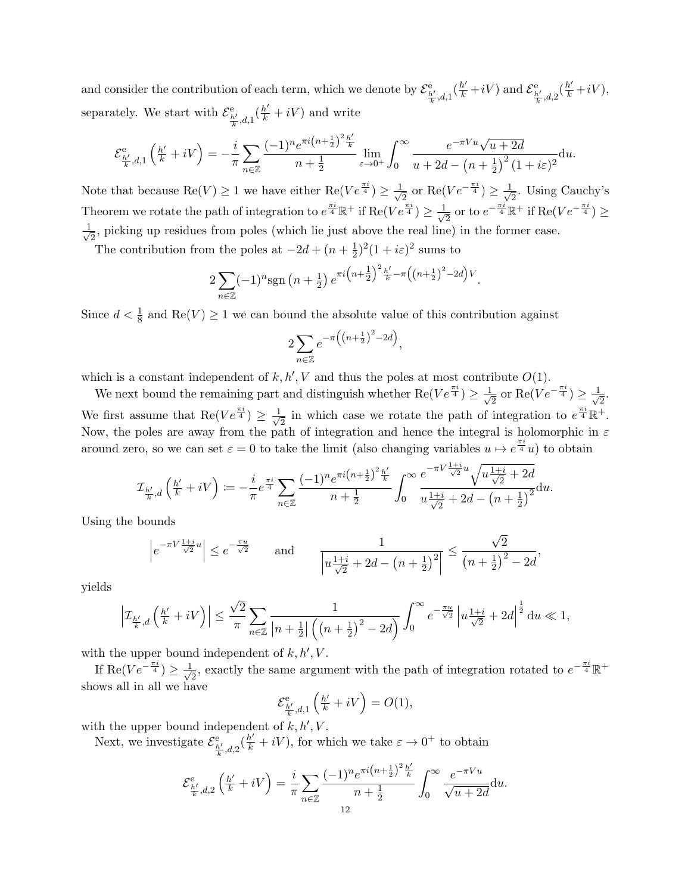and consider the contribution of each term, which we denote by $\mathcal{E}^{\mathrm{e}}_{\frac{h'}{k},d,1}(\frac{h'}{k}+iV)$ and $\mathcal{E}^{\mathrm{e}}_{\frac{h'}{k},d,2}(\frac{h'}{k}+iV)$, separately. We start with $\mathcal{E}^{\mathrm{e}}_{\frac{h'}{k},d,1}(\frac{h'}{k}+iV)$ and write

$$\mathcal{E}^{\mathrm{e}}_{\frac{h'}{k},d,1}\left(\tfrac{h'}{k}+iV\right) = -\frac{i}{\pi}\sum_{n\in\mathbb{Z}} \frac{(-1)^n e^{\pi i\left(n+\frac{1}{2}\right)^2\frac{h'}{k}}}{n+\frac{1}{2}} \lim_{\varepsilon\to 0^+}\int_0^\infty \frac{e^{-\pi V u}\sqrt{u+2d}}{u+2d-\left(n+\frac{1}{2}\right)^2(1+i\varepsilon)^2}\mathrm{d}u.$$

Note that because $\mathrm{Re}(V)\geq 1$ we have either $\mathrm{Re}(Ve^{\frac{\pi i}{4}})\geq \frac{1}{\sqrt{2}}$ or $\mathrm{Re}(Ve^{-\frac{\pi i}{4}})\geq \frac{1}{\sqrt{2}}$. Using Cauchy's Theorem we rotate the path of integration to $e^{\frac{\pi i}{4}}\mathbb{R}^+$ if $\mathrm{Re}(Ve^{\frac{\pi i}{4}})\geq \frac{1}{\sqrt{2}}$ or to $e^{-\frac{\pi i}{4}}\mathbb{R}^+$ if $\mathrm{Re}(Ve^{-\frac{\pi i}{4}})\geq \frac{1}{\sqrt{2}}$, picking up residues from poles (which lie just above the real line) in the former case.

The contribution from the poles at $-2d+(n+\frac{1}{2})^2(1+i\varepsilon)^2$ sums to

$$2\sum_{n\in\mathbb{Z}}(-1)^n \mathrm{sgn}\left(n+\tfrac{1}{2}\right) e^{\pi i\left(n+\frac{1}{2}\right)^2\frac{h'}{k}-\pi\left(\left(n+\frac{1}{2}\right)^2-2d\right)V}.$$

Since $d<\frac{1}{8}$ and $\mathrm{Re}(V)\geq 1$ we can bound the absolute value of this contribution against

$$2\sum_{n\in\mathbb{Z}} e^{-\pi\left(\left(n+\frac{1}{2}\right)^2-2d\right)},$$

which is a constant independent of $k,h',V$ and thus the poles at most contribute $O(1)$.

We next bound the remaining part and distinguish whether $\mathrm{Re}(Ve^{\frac{\pi i}{4}})\geq \frac{1}{\sqrt{2}}$ or $\mathrm{Re}(Ve^{-\frac{\pi i}{4}})\geq \frac{1}{\sqrt{2}}$. We first assume that $\mathrm{Re}(Ve^{\frac{\pi i}{4}})\geq \frac{1}{\sqrt{2}}$ in which case we rotate the path of integration to $e^{\frac{\pi i}{4}}\mathbb{R}^+$. Now, the poles are away from the path of integration and hence the integral is holomorphic in $\varepsilon$ around zero, so we can set $\varepsilon=0$ to take the limit (also changing variables $u\mapsto e^{\frac{\pi i}{4}}u$) to obtain

$$\mathcal{I}_{\frac{h'}{k},d}\left(\tfrac{h'}{k}+iV\right) := -\frac{i}{\pi}e^{\frac{\pi i}{4}}\sum_{n\in\mathbb{Z}} \frac{(-1)^n e^{\pi i\left(n+\frac{1}{2}\right)^2\frac{h'}{k}}}{n+\frac{1}{2}}\int_0^\infty \frac{e^{-\pi V\frac{1+i}{\sqrt{2}}u}\sqrt{u\frac{1+i}{\sqrt{2}}+2d}}{u\frac{1+i}{\sqrt{2}}+2d-\left(n+\frac{1}{2}\right)^2}\mathrm{d}u.$$

Using the bounds

$$\left|e^{-\pi V\frac{1+i}{\sqrt{2}}u}\right|\leq e^{-\frac{\pi u}{\sqrt{2}}} \qquad \text{and} \qquad \frac{1}{\left|u\frac{1+i}{\sqrt{2}}+2d-\left(n+\frac{1}{2}\right)^2\right|}\leq \frac{\sqrt{2}}{\left(n+\frac{1}{2}\right)^2-2d},$$

yields

$$\left|\mathcal{I}_{\frac{h'}{k},d}\left(\tfrac{h'}{k}+iV\right)\right|\leq \frac{\sqrt{2}}{\pi}\sum_{n\in\mathbb{Z}}\frac{1}{\left|n+\frac{1}{2}\right|\left(\left(n+\frac{1}{2}\right)^2-2d\right)}\int_0^\infty e^{-\frac{\pi u}{\sqrt{2}}}\left|u\frac{1+i}{\sqrt{2}}+2d\right|^{\frac{1}{2}}\mathrm{d}u \ll 1,$$

with the upper bound independent of $k,h',V$.

If $\mathrm{Re}(Ve^{-\frac{\pi i}{4}})\geq \frac{1}{\sqrt{2}}$, exactly the same argument with the path of integration rotated to $e^{-\frac{\pi i}{4}}\mathbb{R}^+$ shows all in all we have

$$\mathcal{E}^{\mathrm{e}}_{\frac{h'}{k},d,1}\left(\tfrac{h'}{k}+iV\right)=O(1),$$

with the upper bound independent of $k,h',V$.

Next, we investigate $\mathcal{E}^{\mathrm{e}}_{\frac{h'}{k},d,2}(\frac{h'}{k}+iV)$, for which we take $\varepsilon\to 0^+$ to obtain

$$\mathcal{E}^{\mathrm{e}}_{\frac{h'}{k},d,2}\left(\tfrac{h'}{k}+iV\right)=\frac{i}{\pi}\sum_{n\in\mathbb{Z}}\frac{(-1)^n e^{\pi i\left(n+\frac{1}{2}\right)^2\frac{h'}{k}}}{n+\frac{1}{2}}\int_0^\infty \frac{e^{-\pi V u}}{\sqrt{u+2d}}\mathrm{d}u.$$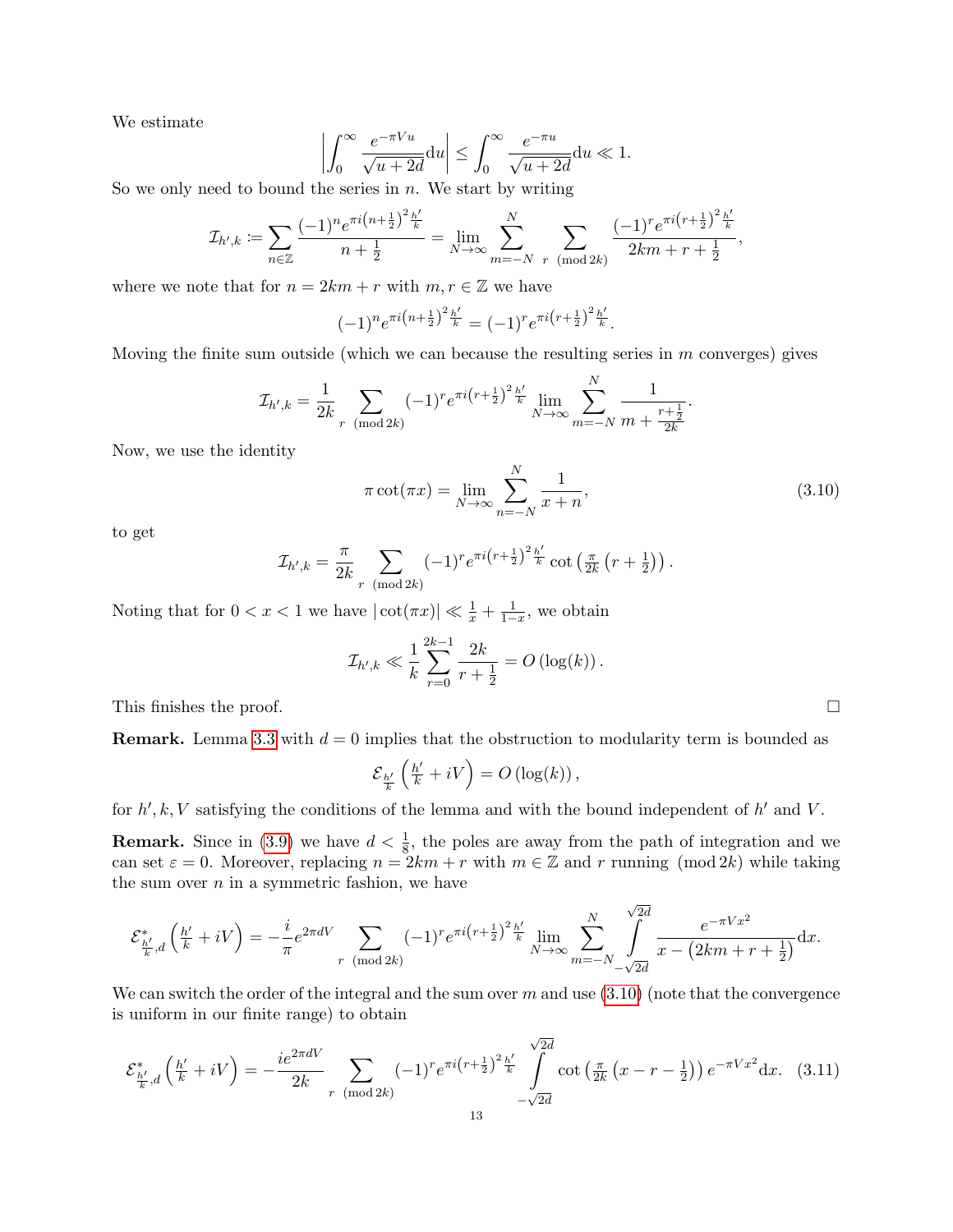We estimate

$$\left|\int_0^\infty \frac{e^{-\pi V u}}{\sqrt{u+2d}}\mathrm{d}u\right| \leq \int_0^\infty \frac{e^{-\pi u}}{\sqrt{u+2d}}\mathrm{d}u \ll 1.$$

So we only need to bound the series in $n$. We start by writing

$$\mathcal{I}_{h',k} := \sum_{n\in\mathbb{Z}} \frac{(-1)^n e^{\pi i\left(n+\frac{1}{2}\right)^2\frac{h'}{k}}}{n+\frac{1}{2}} = \lim_{N\to\infty}\sum_{m=-N}^{N}\sum_{r \pmod{2k}} \frac{(-1)^r e^{\pi i\left(r+\frac{1}{2}\right)^2\frac{h'}{k}}}{2km+r+\frac{1}{2}},$$

where we note that for $n = 2km + r$ with $m, r \in \mathbb{Z}$ we have

$$(-1)^n e^{\pi i\left(n+\frac{1}{2}\right)^2\frac{h'}{k}} = (-1)^r e^{\pi i\left(r+\frac{1}{2}\right)^2\frac{h'}{k}}.$$

Moving the finite sum outside (which we can because the resulting series in $m$ converges) gives

$$\mathcal{I}_{h',k} = \frac{1}{2k}\sum_{r \pmod{2k}} (-1)^r e^{\pi i\left(r+\frac{1}{2}\right)^2\frac{h'}{k}} \lim_{N\to\infty}\sum_{m=-N}^{N}\frac{1}{m+\frac{r+\frac{1}{2}}{2k}}.$$

Now, we use the identity

$$\pi\cot(\pi x) = \lim_{N\to\infty}\sum_{n=-N}^{N}\frac{1}{x+n}, \tag{3.10}$$

to get

$$\mathcal{I}_{h',k} = \frac{\pi}{2k}\sum_{r \pmod{2k}} (-1)^r e^{\pi i\left(r+\frac{1}{2}\right)^2\frac{h'}{k}} \cot\left(\tfrac{\pi}{2k}\left(r+\tfrac{1}{2}\right)\right).$$

Noting that for $0 < x < 1$ we have $|\cot(\pi x)| \ll \frac{1}{x} + \frac{1}{1-x}$, we obtain

$$\mathcal{I}_{h',k} \ll \frac{1}{k}\sum_{r=0}^{2k-1}\frac{2k}{r+\frac{1}{2}} = O\left(\log(k)\right).$$

This finishes the proof. □

**Remark.** Lemma 3.3 with $d = 0$ implies that the obstruction to modularity term is bounded as

$$\mathcal{E}_{\frac{h'}{k}}\left(\tfrac{h'}{k} + iV\right) = O\left(\log(k)\right),$$

for $h', k, V$ satisfying the conditions of the lemma and with the bound independent of $h'$ and $V$.

**Remark.** Since in (3.9) we have $d < \frac{1}{8}$, the poles are away from the path of integration and we can set $\varepsilon = 0$. Moreover, replacing $n = 2km + r$ with $m \in \mathbb{Z}$ and $r$ running $\pmod{2k}$ while taking the sum over $n$ in a symmetric fashion, we have

$$\mathcal{E}^*_{\frac{h'}{k},d}\left(\tfrac{h'}{k} + iV\right) = -\frac{i}{\pi}e^{2\pi dV}\sum_{r \pmod{2k}} (-1)^r e^{\pi i\left(r+\frac{1}{2}\right)^2\frac{h'}{k}} \lim_{N\to\infty}\sum_{m=-N}^{N}\int_{-\sqrt{2d}}^{\sqrt{2d}}\frac{e^{-\pi V x^2}}{x-\left(2km+r+\frac{1}{2}\right)}\mathrm{d}x.$$

We can switch the order of the integral and the sum over $m$ and use (3.10) (note that the convergence is uniform in our finite range) to obtain

$$\mathcal{E}^*_{\frac{h'}{k},d}\left(\tfrac{h'}{k} + iV\right) = -\frac{ie^{2\pi dV}}{2k}\sum_{r \pmod{2k}} (-1)^r e^{\pi i\left(r+\frac{1}{2}\right)^2\frac{h'}{k}} \int_{-\sqrt{2d}}^{\sqrt{2d}} \cot\left(\tfrac{\pi}{2k}\left(x-r-\tfrac{1}{2}\right)\right)e^{-\pi V x^2}\mathrm{d}x. \tag{3.11}$$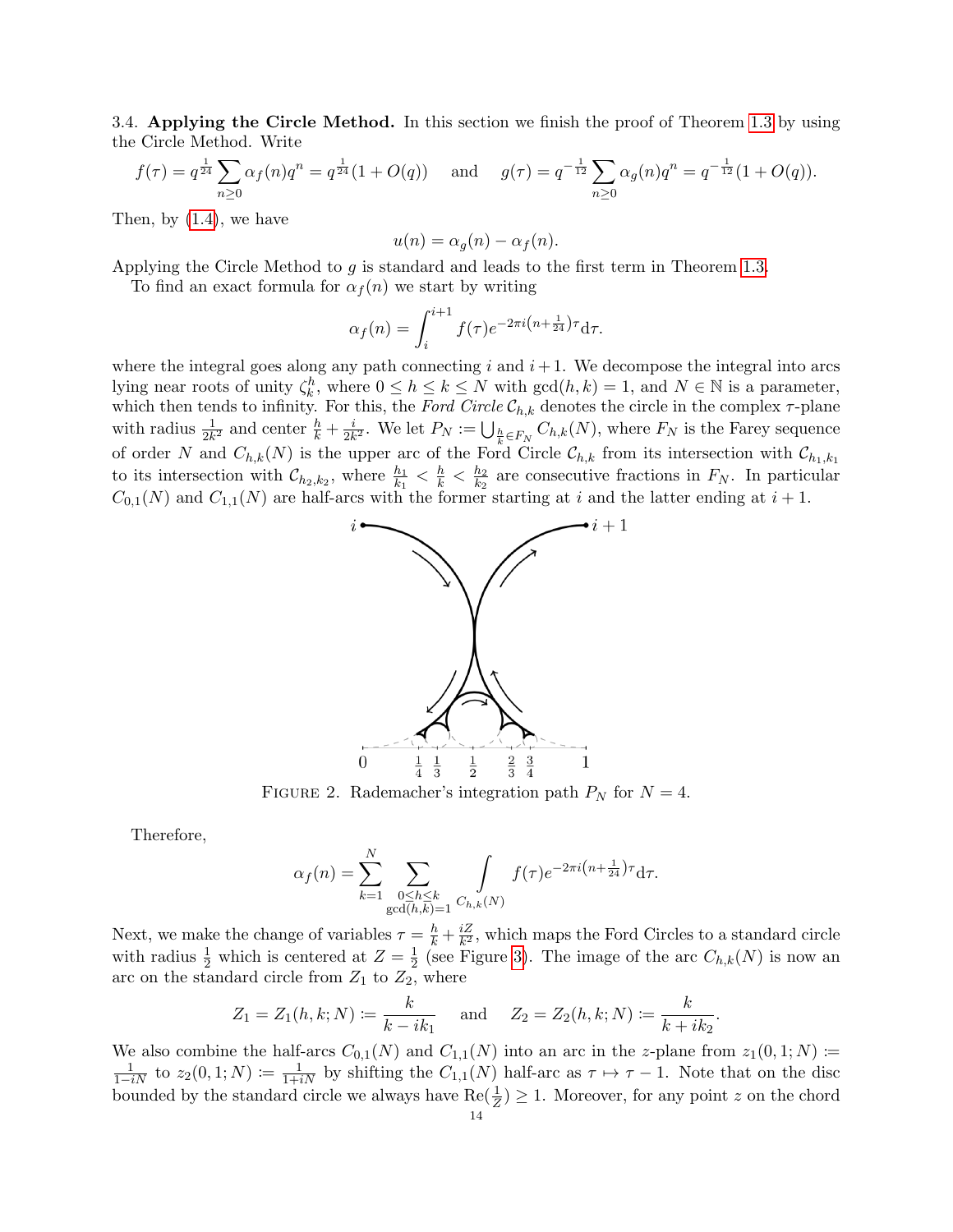3.4. **Applying the Circle Method.** In this section we finish the proof of Theorem 1.3 by using the Circle Method. Write

$$f(\tau) = q^{\frac{1}{24}} \sum_{n\geq 0} \alpha_f(n) q^n = q^{\frac{1}{24}}(1+O(q)) \quad \text{ and } \quad g(\tau) = q^{-\frac{1}{12}} \sum_{n\geq 0} \alpha_g(n) q^n = q^{-\frac{1}{12}}(1+O(q)).$$

Then, by (1.4), we have

$$u(n) = \alpha_g(n) - \alpha_f(n).$$

Applying the Circle Method to $g$ is standard and leads to the first term in Theorem 1.3.

To find an exact formula for $\alpha_f(n)$ we start by writing

$$\alpha_f(n) = \int_i^{i+1} f(\tau) e^{-2\pi i \left(n+\frac{1}{24}\right)\tau} \mathrm{d}\tau.$$

where the integral goes along any path connecting $i$ and $i+1$. We decompose the integral into arcs lying near roots of unity $\zeta_k^h$, where $0 \leq h \leq k \leq N$ with $\gcd(h,k) = 1$, and $N \in \mathbb{N}$ is a parameter, which then tends to infinity. For this, the *Ford Circle* $\mathcal{C}_{h,k}$ denotes the circle in the complex $\tau$-plane with radius $\frac{1}{2k^2}$ and center $\frac{h}{k} + \frac{i}{2k^2}$. We let $P_N := \bigcup_{\frac{h}{k} \in F_N} C_{h,k}(N)$, where $F_N$ is the Farey sequence of order $N$ and $C_{h,k}(N)$ is the upper arc of the Ford Circle $\mathcal{C}_{h,k}$ from its intersection with $\mathcal{C}_{h_1,k_1}$ to its intersection with $\mathcal{C}_{h_2,k_2}$, where $\frac{h_1}{k_1} < \frac{h}{k} < \frac{h_2}{k_2}$ are consecutive fractions in $F_N$. In particular $C_{0,1}(N)$ and $C_{1,1}(N)$ are half-arcs with the former starting at $i$ and the latter ending at $i+1$.

FIGURE 2. Rademacher's integration path $P_N$ for $N = 4$.

Therefore,

$$\alpha_f(n) = \sum_{k=1}^{N} \sum_{\substack{0\leq h<k \\ \gcd(h,k)=1}} \int\limits_{C_{h,k}(N)} f(\tau) e^{-2\pi i\left(n+\frac{1}{24}\right)\tau} \mathrm{d}\tau.$$

Next, we make the change of variables $\tau = \frac{h}{k} + \frac{iZ}{k^2}$, which maps the Ford Circles to a standard circle with radius $\frac{1}{2}$ which is centered at $Z = \frac{1}{2}$ (see Figure 3). The image of the arc $C_{h,k}(N)$ is now an arc on the standard circle from $Z_1$ to $Z_2$, where

$$Z_1 = Z_1(h,k;N) := \frac{k}{k - ik_1} \quad \text{ and } \quad Z_2 = Z_2(h,k;N) := \frac{k}{k + ik_2}.$$

We also combine the half-arcs $C_{0,1}(N)$ and $C_{1,1}(N)$ into an arc in the $z$-plane from $z_1(0,1;N) := \frac{1}{1-iN}$ to $z_2(0,1;N) := \frac{1}{1+iN}$ by shifting the $C_{1,1}(N)$ half-arc as $\tau \mapsto \tau - 1$. Note that on the disc bounded by the standard circle we always have $\mathrm{Re}(\frac{1}{Z}) \geq 1$. Moreover, for any point $z$ on the chord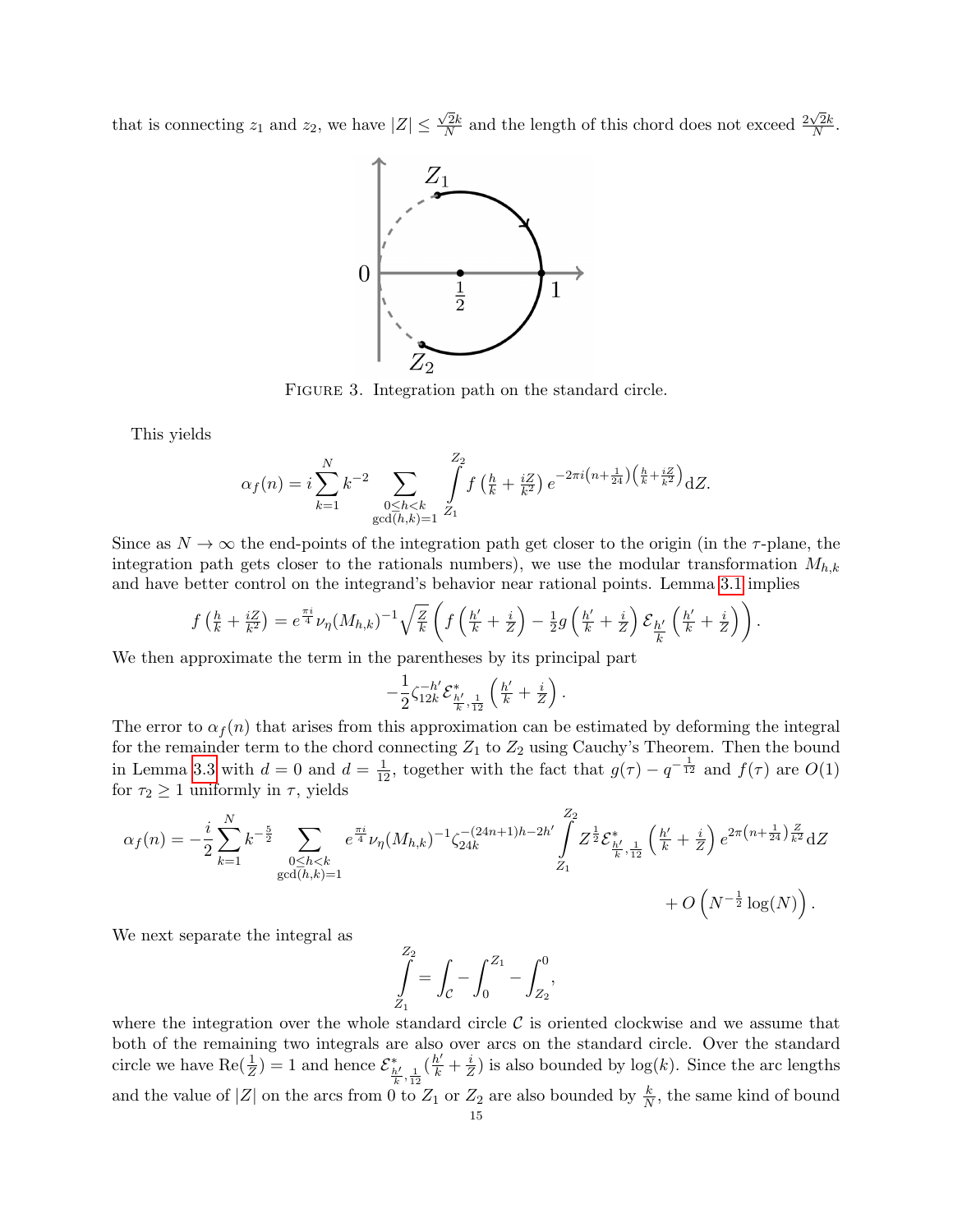that is connecting $z_1$ and $z_2$, we have $|Z| \leq \frac{\sqrt{2}k}{N}$ and the length of this chord does not exceed $\frac{2\sqrt{2}k}{N}$.

FIGURE 3. Integration path on the standard circle.

This yields

$$\alpha_f(n) = i\sum_{k=1}^{N} k^{-2} \sum_{\substack{0\leq h<k \\ \gcd(h,k)=1}} \int_{Z_1}^{Z_2} f\left(\tfrac{h}{k} + \tfrac{iZ}{k^2}\right) e^{-2\pi i\left(n+\frac{1}{24}\right)\left(\frac{h}{k}+\frac{iZ}{k^2}\right)} \mathrm{d}Z.$$

Since as $N \to \infty$ the end-points of the integration path get closer to the origin (in the $\tau$-plane, the integration path gets closer to the rationals numbers), we use the modular transformation $M_{h,k}$ and have better control on the integrand's behavior near rational points. Lemma 3.1 implies

$$f\left(\tfrac{h}{k} + \tfrac{iZ}{k^2}\right) = e^{\frac{\pi i}{4}} \nu_\eta(M_{h,k})^{-1} \sqrt{\tfrac{Z}{k}} \left( f\left(\tfrac{h'}{k} + \tfrac{i}{Z}\right) - \tfrac{1}{2} g\left(\tfrac{h'}{k} + \tfrac{i}{Z}\right) \mathcal{E}_{\frac{h'}{k}}\left(\tfrac{h'}{k} + \tfrac{i}{Z}\right)\right).$$

We then approximate the term in the parentheses by its principal part

$$-\frac{1}{2}\zeta_{12k}^{-h'} \mathcal{E}^*_{\frac{h'}{k},\frac{1}{12}}\left(\tfrac{h'}{k} + \tfrac{i}{Z}\right).$$

The error to $\alpha_f(n)$ that arises from this approximation can be estimated by deforming the integral for the remainder term to the chord connecting $Z_1$ to $Z_2$ using Cauchy's Theorem. Then the bound in Lemma 3.3 with $d = 0$ and $d = \frac{1}{12}$, together with the fact that $g(\tau) - q^{-\frac{1}{12}}$ and $f(\tau)$ are $O(1)$ for $\tau_2 \geq 1$ uniformly in $\tau$, yields

$$\alpha_f(n) = -\frac{i}{2}\sum_{k=1}^{N} k^{-\frac{5}{2}} \sum_{\substack{0\leq h<k \\ \gcd(h,k)=1}} e^{\frac{\pi i}{4}} \nu_\eta(M_{h,k})^{-1} \zeta_{24k}^{-(24n+1)h-2h'} \int_{Z_1}^{Z_2} Z^{\frac{1}{2}} \mathcal{E}^*_{\frac{h'}{k},\frac{1}{12}}\left(\tfrac{h'}{k} + \tfrac{i}{Z}\right) e^{2\pi\left(n+\frac{1}{24}\right)\frac{Z}{k^2}} \mathrm{d}Z$$
$$+ O\left(N^{-\frac{1}{2}}\log(N)\right).$$

We next separate the integral as

$$\int_{Z_1}^{Z_2} = \int_{\mathcal{C}} - \int_0^{Z_1} - \int_{Z_2}^0,$$

where the integration over the whole standard circle $\mathcal{C}$ is oriented clockwise and we assume that both of the remaining two integrals are also over arcs on the standard circle. Over the standard circle we have $\mathrm{Re}(\frac{1}{Z}) = 1$ and hence $\mathcal{E}^*_{\frac{h'}{k},\frac{1}{12}}(\frac{h'}{k} + \frac{i}{Z})$ is also bounded by $\log(k)$. Since the arc lengths and the value of $|Z|$ on the arcs from 0 to $Z_1$ or $Z_2$ are also bounded by $\frac{k}{N}$, the same kind of bound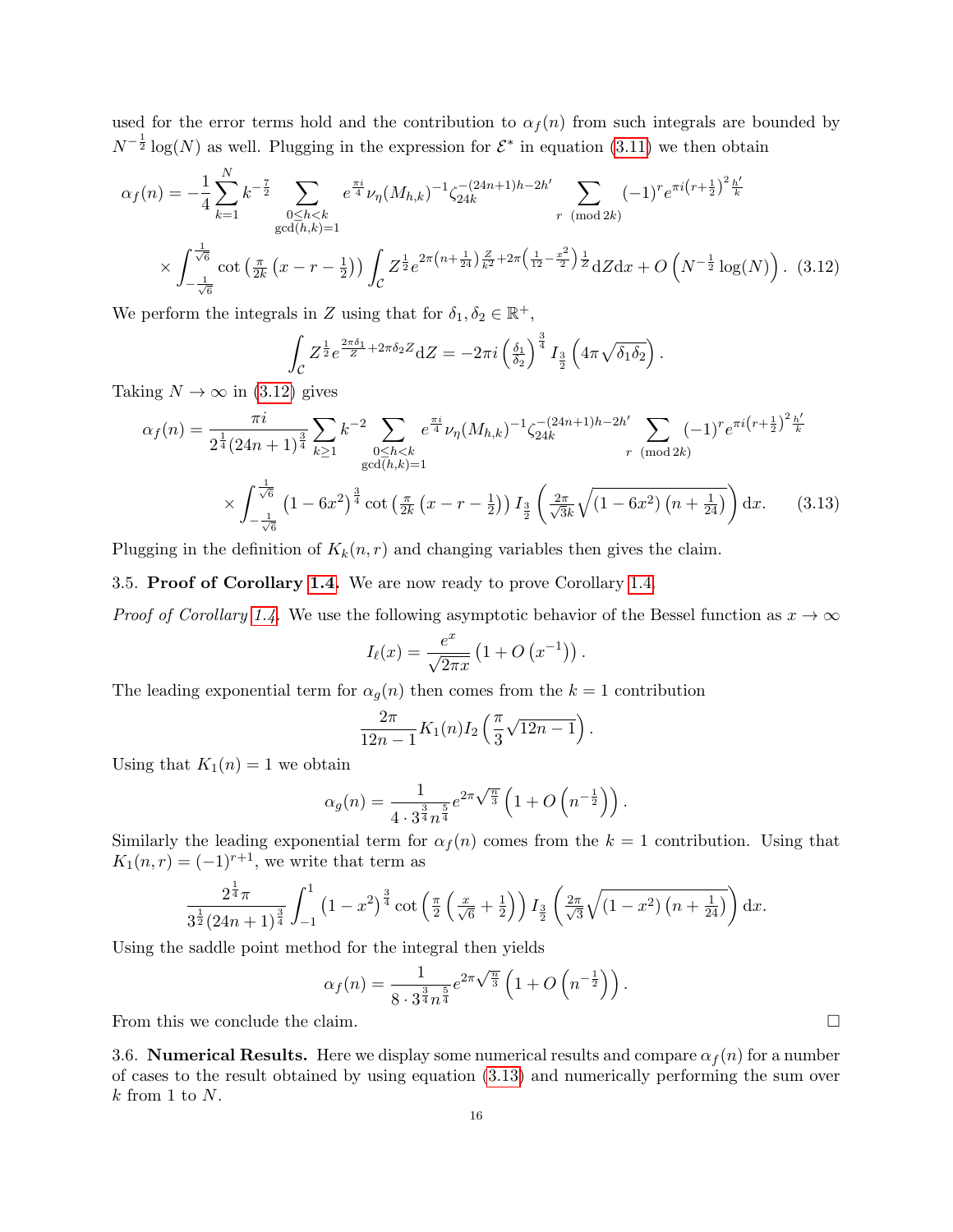used for the error terms hold and the contribution to $\alpha_f(n)$ from such integrals are bounded by $N^{-\frac{1}{2}}\log(N)$ as well. Plugging in the expression for $\mathcal{E}^*$ in equation (3.11) we then obtain

$$\alpha_f(n) = -\frac{1}{4}\sum_{k=1}^{N} k^{-\frac{7}{2}} \sum_{\substack{0\leq h<k \\ \gcd(h,k)=1}} e^{\frac{\pi i}{4}}\nu_\eta(M_{h,k})^{-1}\zeta_{24k}^{-(24n+1)h-2h'} \sum_{r \pmod{2k}} (-1)^r e^{\pi i\left(r+\frac{1}{2}\right)^2\frac{h'}{k}}$$

$$\times \int_{-\frac{1}{\sqrt{6}}}^{\frac{1}{\sqrt{6}}} \cot\left(\tfrac{\pi}{2k}\left(x-r-\tfrac{1}{2}\right)\right) \int_{\mathcal{C}} Z^{\frac{1}{2}} e^{2\pi\left(n+\frac{1}{24}\right)\frac{Z}{k^2}+2\pi\left(\frac{1}{12}-\frac{x^2}{2}\right)\frac{1}{Z}} \mathrm{d}Z\mathrm{d}x + O\left(N^{-\frac{1}{2}}\log(N)\right). \quad (3.12)$$

We perform the integrals in $Z$ using that for $\delta_1, \delta_2 \in \mathbb{R}^+$,

$$\int_{\mathcal{C}} Z^{\frac{1}{2}} e^{\frac{2\pi\delta_1}{Z}+2\pi\delta_2 Z}\mathrm{d}Z = -2\pi i\left(\tfrac{\delta_1}{\delta_2}\right)^{\frac{3}{4}} I_{\frac{3}{2}}\left(4\pi\sqrt{\delta_1\delta_2}\right).$$

Taking $N\to\infty$ in (3.12) gives

$$\alpha_f(n) = \frac{\pi i}{2^{\frac{1}{4}}(24n+1)^{\frac{3}{4}}}\sum_{k\geq 1} k^{-2} \sum_{\substack{0\leq h<k \\ \gcd(h,k)=1}} e^{\frac{\pi i}{4}}\nu_\eta(M_{h,k})^{-1}\zeta_{24k}^{-(24n+1)h-2h'} \sum_{r \pmod{2k}} (-1)^r e^{\pi i\left(r+\frac{1}{2}\right)^2\frac{h'}{k}}$$

$$\times \int_{-\frac{1}{\sqrt{6}}}^{\frac{1}{\sqrt{6}}} \left(1-6x^2\right)^{\frac{3}{4}} \cot\left(\tfrac{\pi}{2k}\left(x-r-\tfrac{1}{2}\right)\right) I_{\frac{3}{2}}\left(\tfrac{2\pi}{\sqrt{3}k}\sqrt{\left(1-6x^2\right)\left(n+\tfrac{1}{24}\right)}\right)\mathrm{d}x. \quad (3.13)$$

Plugging in the definition of $K_k(n,r)$ and changing variables then gives the claim.

### 3.5. Proof of Corollary 1.4.

We are now ready to prove Corollary 1.4.

*Proof of Corollary 1.4.* We use the following asymptotic behavior of the Bessel function as $x\to\infty$

$$I_\ell(x) = \frac{e^x}{\sqrt{2\pi x}}\left(1+O\left(x^{-1}\right)\right).$$

The leading exponential term for $\alpha_g(n)$ then comes from the $k=1$ contribution

$$\frac{2\pi}{12n-1}K_1(n)I_2\left(\frac{\pi}{3}\sqrt{12n-1}\right).$$

Using that $K_1(n)=1$ we obtain

$$\alpha_g(n) = \frac{1}{4\cdot 3^{\frac{3}{4}}n^{\frac{5}{4}}}e^{2\pi\sqrt{\frac{n}{3}}}\left(1+O\left(n^{-\frac{1}{2}}\right)\right).$$

Similarly the leading exponential term for $\alpha_f(n)$ comes from the $k=1$ contribution. Using that $K_1(n,r)=(-1)^{r+1}$, we write that term as

$$\frac{2^{\frac{1}{4}}\pi}{3^{\frac{1}{2}}(24n+1)^{\frac{3}{4}}}\int_{-1}^{1}\left(1-x^2\right)^{\frac{3}{4}}\cot\left(\tfrac{\pi}{2}\left(\tfrac{x}{\sqrt{6}}+\tfrac{1}{2}\right)\right) I_{\frac{3}{2}}\left(\tfrac{2\pi}{\sqrt{3}}\sqrt{\left(1-x^2\right)\left(n+\tfrac{1}{24}\right)}\right)\mathrm{d}x.$$

Using the saddle point method for the integral then yields

$$\alpha_f(n) = \frac{1}{8\cdot 3^{\frac{3}{4}}n^{\frac{5}{4}}}e^{2\pi\sqrt{\frac{n}{3}}}\left(1+O\left(n^{-\frac{1}{2}}\right)\right).$$

From this we conclude the claim. $\square$

### 3.6. Numerical Results.

Here we display some numerical results and compare $\alpha_f(n)$ for a number of cases to the result obtained by using equation (3.13) and numerically performing the sum over $k$ from 1 to $N$.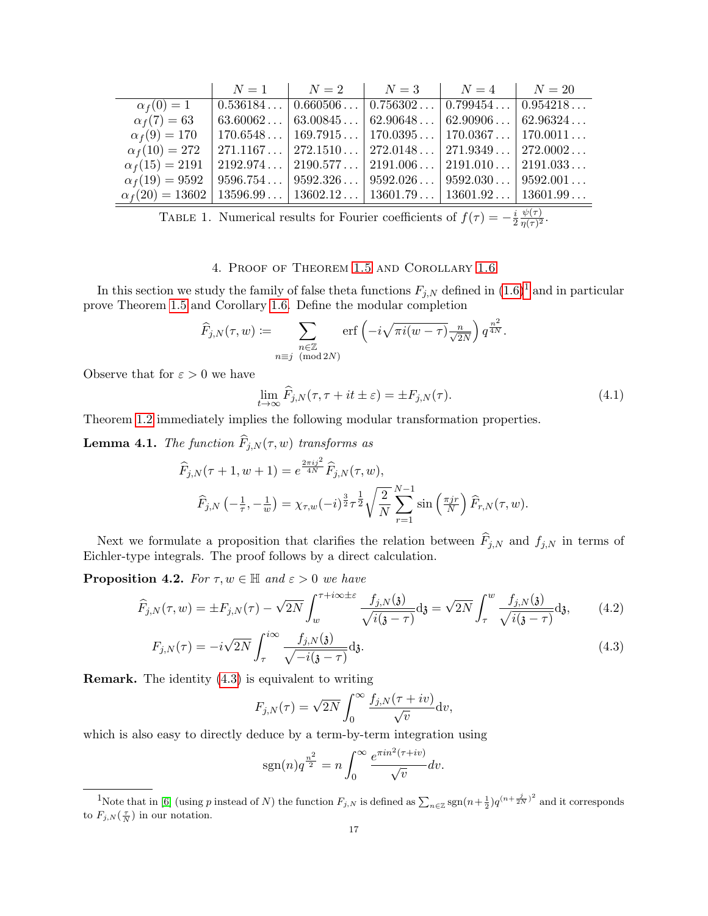| | $N=1$ | $N=2$ | $N=3$ | $N=4$ | $N=20$ |
|---|---|---|---|---|---|
| $\alpha_f(0)=1$ | $0.536184\ldots$ | $0.660506\ldots$ | $0.756302\ldots$ | $0.799454\ldots$ | $0.954218\ldots$ |
| $\alpha_f(7)=63$ | $63.60062\ldots$ | $63.00845\ldots$ | $62.90648\ldots$ | $62.90906\ldots$ | $62.96324\ldots$ |
| $\alpha_f(9)=170$ | $170.6548\ldots$ | $169.7915\ldots$ | $170.0395\ldots$ | $170.0367\ldots$ | $170.0011\ldots$ |
| $\alpha_f(10)=272$ | $271.1167\ldots$ | $272.1510\ldots$ | $272.0148\ldots$ | $271.9349\ldots$ | $272.0002\ldots$ |
| $\alpha_f(15)=2191$ | $2192.974\ldots$ | $2190.577\ldots$ | $2191.006\ldots$ | $2191.010\ldots$ | $2191.033\ldots$ |
| $\alpha_f(19)=9592$ | $9596.754\ldots$ | $9592.326\ldots$ | $9592.026\ldots$ | $9592.030\ldots$ | $9592.001\ldots$ |
| $\alpha_f(20)=13602$ | $13596.99\ldots$ | $13602.12\ldots$ | $13601.79\ldots$ | $13601.92\ldots$ | $13601.99\ldots$ |

Table 1. Numerical results for Fourier coefficients of $f(\tau)=-\frac{i}{2}\frac{\psi(\tau)}{\eta(\tau)^2}$.

## 4. Proof of Theorem 1.5 and Corollary 1.6

In this section we study the family of false theta functions $F_{j,N}$ defined in (1.6)[1] and in particular prove Theorem 1.5 and Corollary 1.6. Define the modular completion

$$\widehat{F}_{j,N}(\tau,w):=\sum_{\substack{n\in\mathbb{Z}\\ n\equiv j \pmod{2N}}}\operatorname{erf}\left(-i\sqrt{\pi i(w-\tau)}\frac{n}{\sqrt{2N}}\right)q^{\frac{n^2}{4N}}.$$

Observe that for $\varepsilon>0$ we have

$$\lim_{t\to\infty}\widehat{F}_{j,N}(\tau,\tau+it\pm\varepsilon)=\pm F_{j,N}(\tau). \tag{4.1}$$

Theorem 1.2 immediately implies the following modular transformation properties.

**Lemma 4.1.** *The function $\widehat{F}_{j,N}(\tau,w)$ transforms as*

$$\widehat{F}_{j,N}(\tau+1,w+1)=e^{\frac{2\pi ij^2}{4N}}\widehat{F}_{j,N}(\tau,w),$$

$$\widehat{F}_{j,N}\left(-\tfrac{1}{\tau},-\tfrac{1}{w}\right)=\chi_{\tau,w}(-i)^{\frac{3}{2}}\tau^{\frac{1}{2}}\sqrt{\frac{2}{N}}\sum_{r=1}^{N-1}\sin\left(\tfrac{\pi jr}{N}\right)\widehat{F}_{r,N}(\tau,w).$$

Next we formulate a proposition that clarifies the relation between $\widehat{F}_{j,N}$ and $f_{j,N}$ in terms of Eichler-type integrals. The proof follows by a direct calculation.

**Proposition 4.2.** *For $\tau,w\in\mathbb{H}$ and $\varepsilon>0$ we have*

$$\widehat{F}_{j,N}(\tau,w)=\pm F_{j,N}(\tau)-\sqrt{2N}\int_w^{\tau+i\infty\pm\varepsilon}\frac{f_{j,N}(\mathfrak{z})}{\sqrt{i(\mathfrak{z}-\tau)}}\mathrm{d}\mathfrak{z}=\sqrt{2N}\int_\tau^w\frac{f_{j,N}(\mathfrak{z})}{\sqrt{i(\mathfrak{z}-\tau)}}\mathrm{d}\mathfrak{z}, \tag{4.2}$$

$$F_{j,N}(\tau)=-i\sqrt{2N}\int_\tau^{i\infty}\frac{f_{j,N}(\mathfrak{z})}{\sqrt{-i(\mathfrak{z}-\tau)}}\mathrm{d}\mathfrak{z}. \tag{4.3}$$

**Remark.** The identity (4.3) is equivalent to writing

$$F_{j,N}(\tau)=\sqrt{2N}\int_0^\infty\frac{f_{j,N}(\tau+iv)}{\sqrt{v}}\mathrm{d}v,$$

which is also easy to directly deduce by a term-by-term integration using

$$\operatorname{sgn}(n)q^{\frac{n^2}{2}}=n\int_0^\infty\frac{e^{\pi in^2(\tau+iv)}}{\sqrt{v}}dv.$$

---

[1] Note that in [6] (using $p$ instead of $N$) the function $F_{j,N}$ is defined as $\sum_{n\in\mathbb{Z}}\operatorname{sgn}(n+\frac{1}{2})q^{(n+\frac{j}{2N})^2}$ and it corresponds to $F_{j,N}(\frac{\tau}{N})$ in our notation.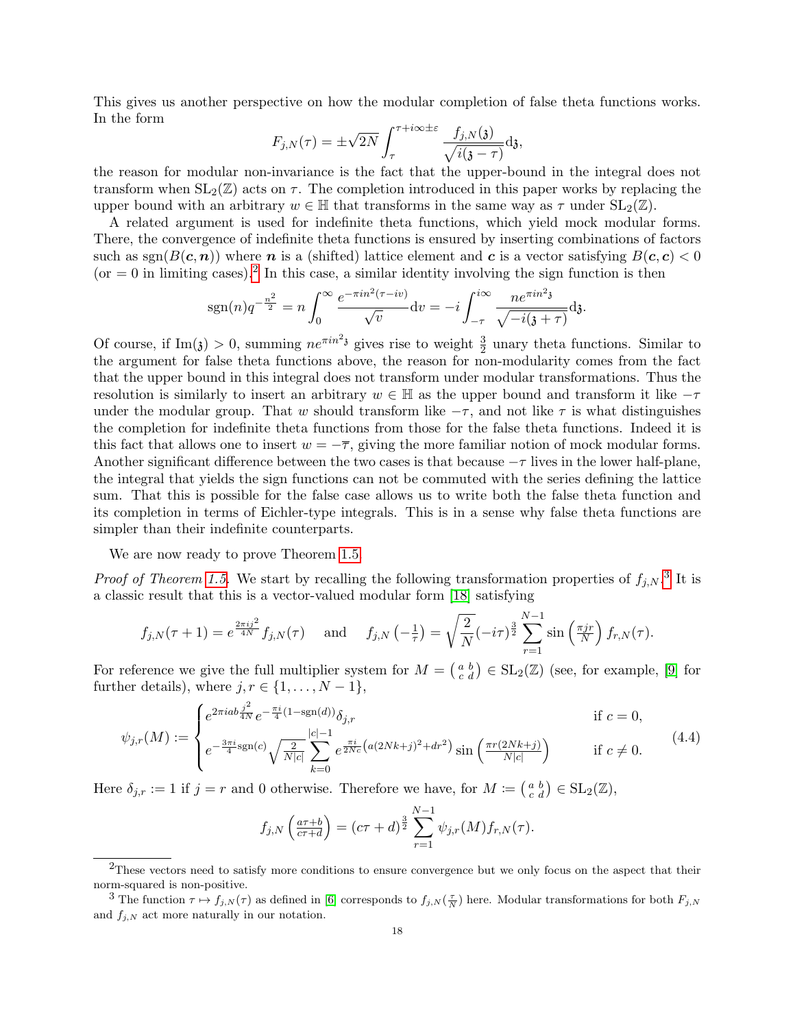This gives us another perspective on how the modular completion of false theta functions works. In the form

$$F_{j,N}(\tau) = \pm\sqrt{2N}\int_{\tau}^{\tau+i\infty\pm\varepsilon} \frac{f_{j,N}(\mathfrak{z})}{\sqrt{i(\mathfrak{z}-\tau)}}\mathrm{d}\mathfrak{z},$$

the reason for modular non-invariance is the fact that the upper-bound in the integral does not transform when $\mathrm{SL}_2(\mathbb{Z})$ acts on $\tau$. The completion introduced in this paper works by replacing the upper bound with an arbitrary $w \in \mathbb{H}$ that transforms in the same way as $\tau$ under $\mathrm{SL}_2(\mathbb{Z})$.

A related argument is used for indefinite theta functions, which yield mock modular forms. There, the convergence of indefinite theta functions is ensured by inserting combinations of factors such as $\mathrm{sgn}(B(\boldsymbol{c},\boldsymbol{n}))$ where $\boldsymbol{n}$ is a (shifted) lattice element and $\boldsymbol{c}$ is a vector satisfying $B(\boldsymbol{c},\boldsymbol{c}) < 0$ (or $= 0$ in limiting cases).[2] In this case, a similar identity involving the sign function is then

$$\mathrm{sgn}(n)q^{-\frac{n^2}{2}} = n\int_0^\infty \frac{e^{-\pi i n^2(\tau - iv)}}{\sqrt{v}}\mathrm{d}v = -i\int_{-\tau}^{i\infty}\frac{ne^{\pi i n^2\mathfrak{z}}}{\sqrt{-i(\mathfrak{z}+\tau)}}\mathrm{d}\mathfrak{z}.$$

Of course, if $\mathrm{Im}(\mathfrak{z}) > 0$, summing $ne^{\pi i n^2\mathfrak{z}}$ gives rise to weight $\frac{3}{2}$ unary theta functions. Similar to the argument for false theta functions above, the reason for non-modularity comes from the fact that the upper bound in this integral does not transform under modular transformations. Thus the resolution is similarly to insert an arbitrary $w \in \mathbb{H}$ as the upper bound and transform it like $-\tau$ under the modular group. That $w$ should transform like $-\tau$, and not like $\tau$ is what distinguishes the completion for indefinite theta functions from those for the false theta functions. Indeed it is this fact that allows one to insert $w = -\overline{\tau}$, giving the more familiar notion of mock modular forms. Another significant difference between the two cases is that because $-\tau$ lives in the lower half-plane, the integral that yields the sign functions can not be commuted with the series defining the lattice sum. That this is possible for the false case allows us to write both the false theta function and its completion in terms of Eichler-type integrals. This is in a sense why false theta functions are simpler than their indefinite counterparts.

We are now ready to prove Theorem 1.5.

*Proof of Theorem 1.5.* We start by recalling the following transformation properties of $f_{j,N}$.[3] It is a classic result that this is a vector-valued modular form [18] satisfying

$$f_{j,N}(\tau+1) = e^{\frac{2\pi i j^2}{4N}}f_{j,N}(\tau) \quad \text{ and } \quad f_{j,N}\left(-\tfrac{1}{\tau}\right) = \sqrt{\frac{2}{N}}(-i\tau)^{\frac{3}{2}}\sum_{r=1}^{N-1}\sin\left(\tfrac{\pi j r}{N}\right)f_{r,N}(\tau).$$

For reference we give the full multiplier system for $M = \left(\begin{smallmatrix} a & b \\ c & d\end{smallmatrix}\right) \in \mathrm{SL}_2(\mathbb{Z})$ (see, for example, [9] for further details), where $j,r \in \{1,\dots,N-1\}$,

$$\psi_{j,r}(M) := \begin{cases} e^{2\pi i ab\frac{j^2}{4N}}e^{-\frac{\pi i}{4}(1-\mathrm{sgn}(d))}\delta_{j,r} & \text{if } c = 0,\\ e^{-\frac{3\pi i}{4}\mathrm{sgn}(c)}\sqrt{\frac{2}{N|c|}}\displaystyle\sum_{k=0}^{|c|-1} e^{\frac{\pi i}{2Nc}\left(a(2Nk+j)^2+dr^2\right)}\sin\left(\tfrac{\pi r(2Nk+j)}{N|c|}\right) & \text{if } c \neq 0.\end{cases} \tag{4.4}$$

Here $\delta_{j,r} := 1$ if $j = r$ and 0 otherwise. Therefore we have, for $M := \left(\begin{smallmatrix} a & b \\ c & d\end{smallmatrix}\right) \in \mathrm{SL}_2(\mathbb{Z})$,

$$f_{j,N}\left(\tfrac{a\tau+b}{c\tau+d}\right) = (c\tau+d)^{\frac{3}{2}}\sum_{r=1}^{N-1}\psi_{j,r}(M)f_{r,N}(\tau).$$

---

[2] These vectors need to satisfy more conditions to ensure convergence but we only focus on the aspect that their norm-squared is non-positive.

[3] The function $\tau \mapsto f_{j,N}(\tau)$ as defined in [6] corresponds to $f_{j,N}(\frac{\tau}{N})$ here. Modular transformations for both $F_{j,N}$ and $f_{j,N}$ act more naturally in our notation.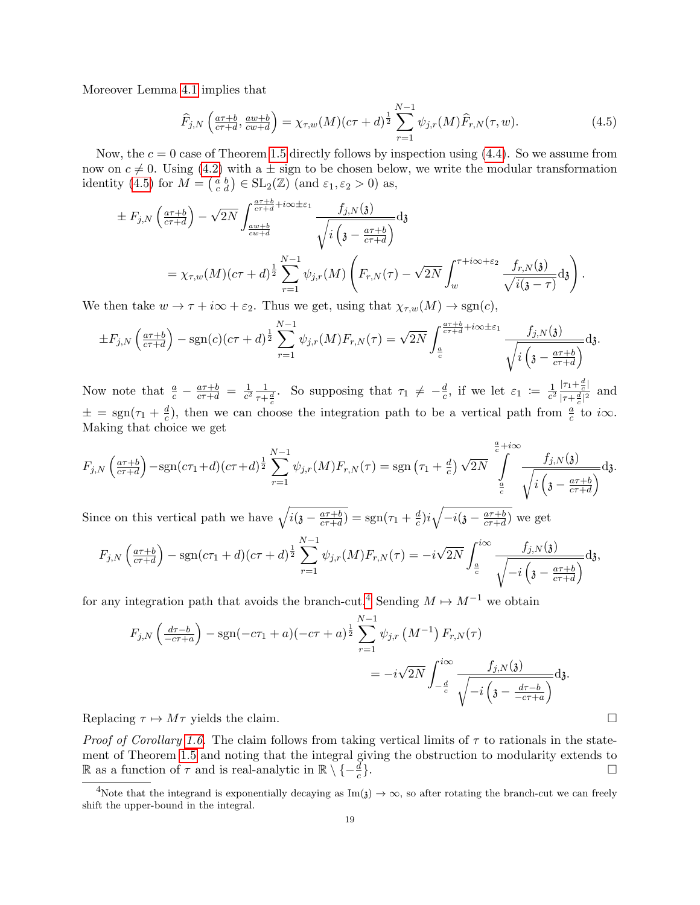Moreover Lemma 4.1 implies that

$$\widehat{F}_{j,N}\left(\tfrac{a\tau+b}{c\tau+d}, \tfrac{aw+b}{cw+d}\right) = \chi_{\tau,w}(M)(c\tau+d)^{\frac{1}{2}} \sum_{r=1}^{N-1} \psi_{j,r}(M) \widehat{F}_{r,N}(\tau,w). \tag{4.5}$$

Now, the $c=0$ case of Theorem 1.5 directly follows by inspection using (4.4). So we assume from now on $c \neq 0$. Using (4.2) with a $\pm$ sign to be chosen below, we write the modular transformation identity (4.5) for $M = \left(\begin{smallmatrix} a & b \\ c & d \end{smallmatrix}\right) \in \mathrm{SL}_2(\mathbb{Z})$ (and $\varepsilon_1, \varepsilon_2 > 0$) as,

$$\pm F_{j,N}\left(\tfrac{a\tau+b}{c\tau+d}\right) - \sqrt{2N} \int_{\frac{aw+b}{cw+d}}^{\frac{a\tau+b}{c\tau+d}+i\infty\pm\varepsilon_1} \frac{f_{j,N}(\mathfrak{z})}{\sqrt{i\left(\mathfrak{z} - \frac{a\tau+b}{c\tau+d}\right)}} d\mathfrak{z}$$
$$= \chi_{\tau,w}(M)(c\tau+d)^{\frac{1}{2}} \sum_{r=1}^{N-1} \psi_{j,r}(M) \left( F_{r,N}(\tau) - \sqrt{2N} \int_w^{\tau+i\infty+\varepsilon_2} \frac{f_{r,N}(\mathfrak{z})}{\sqrt{i(\mathfrak{z}-\tau)}} d\mathfrak{z} \right).$$

We then take $w \to \tau + i\infty + \varepsilon_2$. Thus we get, using that $\chi_{\tau,w}(M) \to \mathrm{sgn}(c)$,

$$\pm F_{j,N}\left(\tfrac{a\tau+b}{c\tau+d}\right) - \mathrm{sgn}(c)(c\tau+d)^{\frac{1}{2}} \sum_{r=1}^{N-1} \psi_{j,r}(M) F_{r,N}(\tau) = \sqrt{2N} \int_{\frac{a}{c}}^{\frac{a\tau+b}{c\tau+d}+i\infty\pm\varepsilon_1} \frac{f_{j,N}(\mathfrak{z})}{\sqrt{i\left(\mathfrak{z} - \frac{a\tau+b}{c\tau+d}\right)}} d\mathfrak{z}.$$

Now note that $\frac{a}{c} - \frac{a\tau+b}{c\tau+d} = \frac{1}{c^2} \frac{1}{\tau+\frac{d}{c}}$. So supposing that $\tau_1 \neq -\frac{d}{c}$, if we let $\varepsilon_1 := \frac{1}{c^2} \frac{|\tau_1+\frac{d}{c}|}{|\tau+\frac{d}{c}|^2}$ and $\pm = \mathrm{sgn}(\tau_1 + \frac{d}{c})$, then we can choose the integration path to be a vertical path from $\frac{a}{c}$ to $i\infty$. Making that choice we get

$$F_{j,N}\left(\tfrac{a\tau+b}{c\tau+d}\right) - \mathrm{sgn}(c\tau_1+d)(c\tau+d)^{\frac{1}{2}} \sum_{r=1}^{N-1} \psi_{j,r}(M) F_{r,N}(\tau) = \mathrm{sgn}\left(\tau_1 + \tfrac{d}{c}\right) \sqrt{2N} \int_{\frac{a}{c}}^{\frac{a}{c}+i\infty} \frac{f_{j,N}(\mathfrak{z})}{\sqrt{i\left(\mathfrak{z} - \frac{a\tau+b}{c\tau+d}\right)}} d\mathfrak{z}.$$

Since on this vertical path we have $\sqrt{i(\mathfrak{z} - \frac{a\tau+b}{c\tau+d})} = \mathrm{sgn}(\tau_1 + \frac{d}{c}) i \sqrt{-i(\mathfrak{z} - \frac{a\tau+b}{c\tau+d})}$ we get

$$F_{j,N}\left(\tfrac{a\tau+b}{c\tau+d}\right) - \mathrm{sgn}(c\tau_1+d)(c\tau+d)^{\frac{1}{2}} \sum_{r=1}^{N-1} \psi_{j,r}(M) F_{r,N}(\tau) = -i\sqrt{2N} \int_{\frac{a}{c}}^{i\infty} \frac{f_{j,N}(\mathfrak{z})}{\sqrt{-i\left(\mathfrak{z} - \frac{a\tau+b}{c\tau+d}\right)}} d\mathfrak{z},$$

for any integration path that avoids the branch-cut.[4] Sending $M \mapsto M^{-1}$ we obtain

$$F_{j,N}\left(\tfrac{d\tau-b}{-c\tau+a}\right) - \mathrm{sgn}(-c\tau_1+a)(-c\tau+a)^{\frac{1}{2}} \sum_{r=1}^{N-1} \psi_{j,r}\left(M^{-1}\right) F_{r,N}(\tau)$$
$$= -i\sqrt{2N} \int_{-\frac{d}{c}}^{i\infty} \frac{f_{j,N}(\mathfrak{z})}{\sqrt{-i\left(\mathfrak{z} - \frac{d\tau-b}{-c\tau+a}\right)}} d\mathfrak{z}.$$

Replacing $\tau \mapsto M\tau$ yields the claim. $\square$

*Proof of Corollary 1.6.* The claim follows from taking vertical limits of $\tau$ to rationals in the statement of Theorem 1.5 and noting that the integral giving the obstruction to modularity extends to $\mathbb{R}$ as a function of $\tau$ and is real-analytic in $\mathbb{R} \setminus \{-\frac{d}{c}\}$. $\square$

---

[4]Note that the integrand is exponentially decaying as $\mathrm{Im}(\mathfrak{z}) \to \infty$, so after rotating the branch-cut we can freely shift the upper-bound in the integral.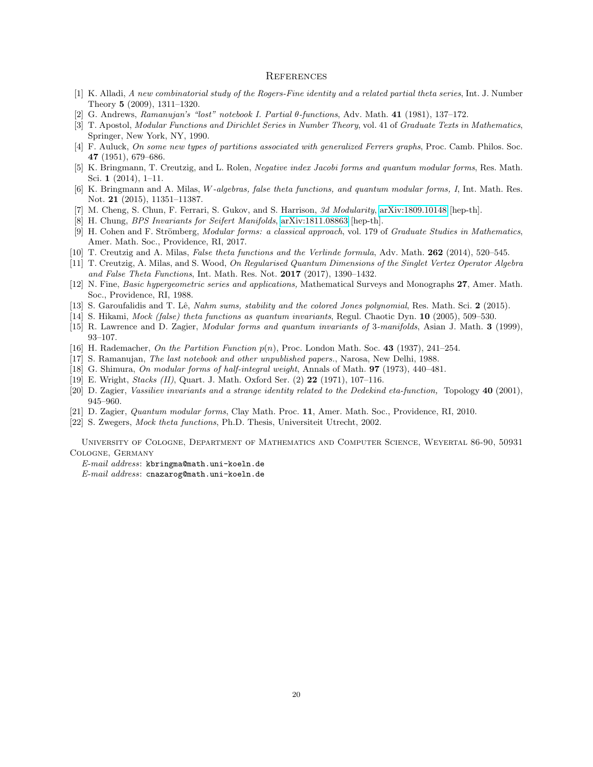## References

[1] K. Alladi, *A new combinatorial study of the Rogers-Fine identity and a related partial theta series*, Int. J. Number Theory **5** (2009), 1311–1320.

[2] G. Andrews, *Ramanujan's "lost" notebook I. Partial θ-functions*, Adv. Math. **41** (1981), 137–172.

[3] T. Apostol, *Modular Functions and Dirichlet Series in Number Theory*, vol. 41 of *Graduate Texts in Mathematics*, Springer, New York, NY, 1990.

[4] F. Auluck, *On some new types of partitions associated with generalized Ferrers graphs*, Proc. Camb. Philos. Soc. **47** (1951), 679–686.

[5] K. Bringmann, T. Creutzig, and L. Rolen, *Negative index Jacobi forms and quantum modular forms*, Res. Math. Sci. **1** (2014), 1–11.

[6] K. Bringmann and A. Milas, *W-algebras, false theta functions, and quantum modular forms, I*, Int. Math. Res. Not. **21** (2015), 11351–11387.

[7] M. Cheng, S. Chun, F. Ferrari, S. Gukov, and S. Harrison, *3d Modularity*, arXiv:1809.10148 [hep-th].

[8] H. Chung, *BPS Invariants for Seifert Manifolds*, arXiv:1811.08863 [hep-th].

[9] H. Cohen and F. Strömberg, *Modular forms: a classical approach*, vol. 179 of *Graduate Studies in Mathematics*, Amer. Math. Soc., Providence, RI, 2017.

[10] T. Creutzig and A. Milas, *False theta functions and the Verlinde formula*, Adv. Math. **262** (2014), 520–545.

[11] T. Creutzig, A. Milas, and S. Wood, *On Regularised Quantum Dimensions of the Singlet Vertex Operator Algebra and False Theta Functions*, Int. Math. Res. Not. **2017** (2017), 1390–1432.

[12] N. Fine, *Basic hypergeometric series and applications,* Mathematical Surveys and Monographs **27**, Amer. Math. Soc., Providence, RI, 1988.

[13] S. Garoufalidis and T. Lê, *Nahm sums, stability and the colored Jones polynomial*, Res. Math. Sci. **2** (2015).

[14] S. Hikami, *Mock (false) theta functions as quantum invariants*, Regul. Chaotic Dyn. **10** (2005), 509–530.

[15] R. Lawrence and D. Zagier, *Modular forms and quantum invariants of 3-manifolds*, Asian J. Math. **3** (1999), 93–107.

[16] H. Rademacher, *On the Partition Function $p(n)$*, Proc. London Math. Soc. **43** (1937), 241–254.

[17] S. Ramanujan, *The last notebook and other unpublished papers.*, Narosa, New Delhi, 1988.

[18] G. Shimura, *On modular forms of half-integral weight*, Annals of Math. **97** (1973), 440–481.

[19] E. Wright, *Stacks (II)*, Quart. J. Math. Oxford Ser. (2) **22** (1971), 107–116.

[20] D. Zagier, *Vassiliev invariants and a strange identity related to the Dedekind eta-function,* Topology **40** (2001), 945–960.

[21] D. Zagier, *Quantum modular forms*, Clay Math. Proc. **11**, Amer. Math. Soc., Providence, RI, 2010.

[22] S. Zwegers, *Mock theta functions*, Ph.D. Thesis, Universiteit Utrecht, 2002.

University of Cologne, Department of Mathematics and Computer Science, Weyertal 86-90, 50931 Cologne, Germany

*E-mail address*: kbringma@math.uni-koeln.de

*E-mail address*: cnazarog@math.uni-koeln.de